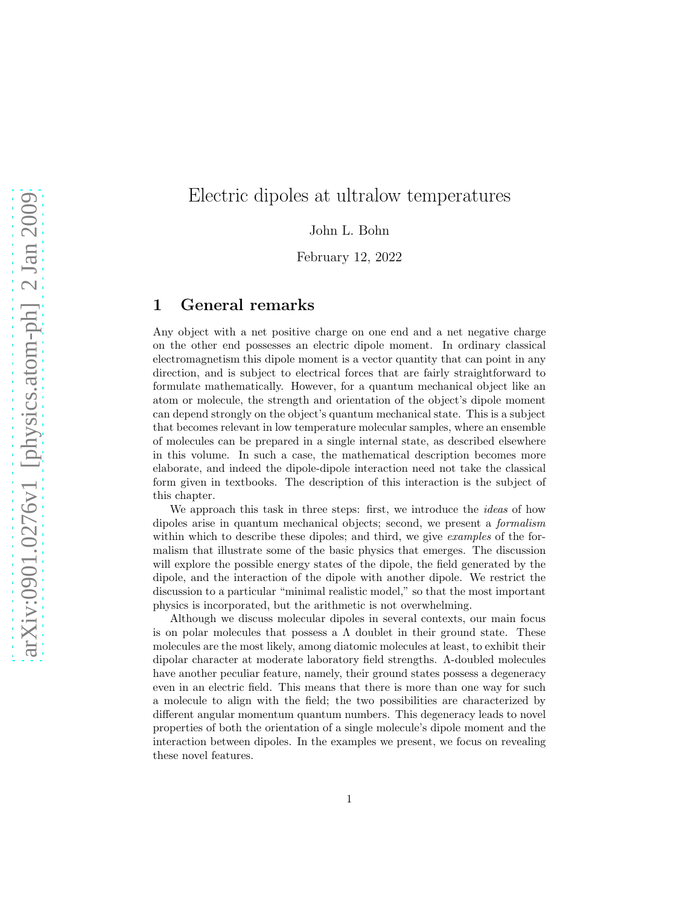# Electric dipoles at ultralow temperatures

John L. Bohn

February 12, 2022

## 1 General remarks

Any object with a net positive charge on one end and a net negative charge on the other end possesses an electric dipole moment. In ordinary classical electromagnetism this dipole moment is a vector quantity that can point in any direction, and is subject to electrical forces that are fairly straightforward to formulate mathematically. However, for a quantum mechanical object like an atom or molecule, the strength and orientation of the object's dipole moment can depend strongly on the object's quantum mechanical state. This is a subject that becomes relevant in low temperature molecular samples, where an ensemble of molecules can be prepared in a single internal state, as described elsewhere in this volume. In such a case, the mathematical description becomes more elaborate, and indeed the dipole-dipole interaction need not take the classical form given in textbooks. The description of this interaction is the subject of this chapter.

We approach this task in three steps: first, we introduce the *ideas* of how dipoles arise in quantum mechanical objects; second, we present a *formalism* within which to describe these dipoles; and third, we give *examples* of the formalism that illustrate some of the basic physics that emerges. The discussion will explore the possible energy states of the dipole, the field generated by the dipole, and the interaction of the dipole with another dipole. We restrict the discussion to a particular "minimal realistic model," so that the most important physics is incorporated, but the arithmetic is not overwhelming.

Although we discuss molecular dipoles in several contexts, our main focus is on polar molecules that possess a $\Lambda$ doublet in their ground state. These molecules are the most likely, among diatomic molecules at least, to exhibit their dipolar character at moderate laboratory field strengths. $\Lambda$-doubled molecules have another peculiar feature, namely, their ground states possess a degeneracy even in an electric field. This means that there is more than one way for such a molecule to align with the field; the two possibilities are characterized by different angular momentum quantum numbers. This degeneracy leads to novel properties of both the orientation of a single molecule's dipole moment and the interaction between dipoles. In the examples we present, we focus on revealing these novel features.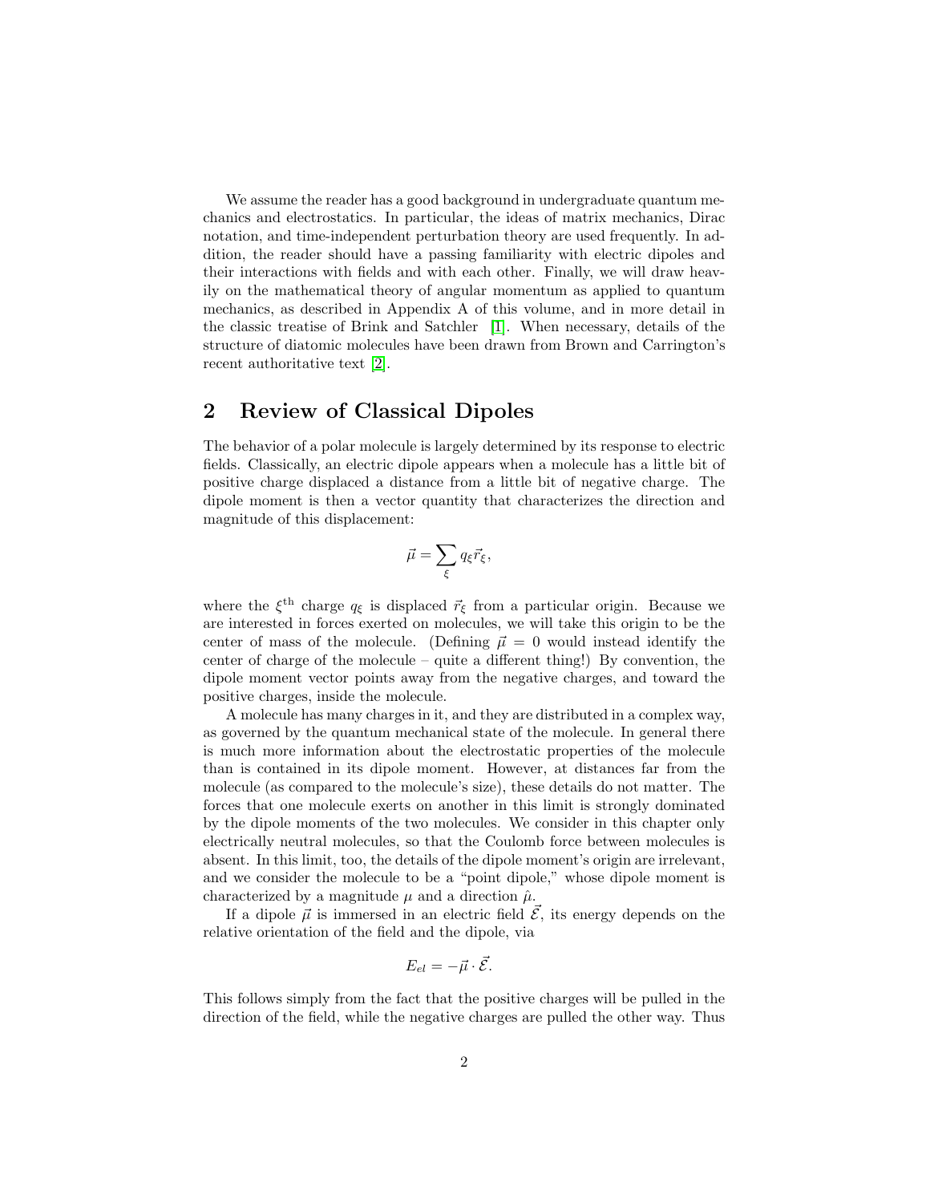We assume the reader has a good background in undergraduate quantum mechanics and electrostatics. In particular, the ideas of matrix mechanics, Dirac notation, and time-independent perturbation theory are used frequently. In addition, the reader should have a passing familiarity with electric dipoles and their interactions with fields and with each other. Finally, we will draw heavily on the mathematical theory of angular momentum as applied to quantum mechanics, as described in Appendix A of this volume, and in more detail in the classic treatise of Brink and Satchler [1]. When necessary, details of the structure of diatomic molecules have been drawn from Brown and Carrington's recent authoritative text [2].

## 2 Review of Classical Dipoles

The behavior of a polar molecule is largely determined by its response to electric fields. Classically, an electric dipole appears when a molecule has a little bit of positive charge displaced a distance from a little bit of negative charge. The dipole moment is then a vector quantity that characterizes the direction and magnitude of this displacement:

$$\vec{\mu} = \sum_{\xi} q_{\xi} \vec{r}_{\xi},$$

where the $\xi^{\text{th}}$ charge $q_{\xi}$ is displaced $\vec{r}_{\xi}$ from a particular origin. Because we are interested in forces exerted on molecules, we will take this origin to be the center of mass of the molecule. (Defining $\vec{\mu} = 0$ would instead identify the center of charge of the molecule – quite a different thing!) By convention, the dipole moment vector points away from the negative charges, and toward the positive charges, inside the molecule.

A molecule has many charges in it, and they are distributed in a complex way, as governed by the quantum mechanical state of the molecule. In general there is much more information about the electrostatic properties of the molecule than is contained in its dipole moment. However, at distances far from the molecule (as compared to the molecule's size), these details do not matter. The forces that one molecule exerts on another in this limit is strongly dominated by the dipole moments of the two molecules. We consider in this chapter only electrically neutral molecules, so that the Coulomb force between molecules is absent. In this limit, too, the details of the dipole moment's origin are irrelevant, and we consider the molecule to be a "point dipole," whose dipole moment is characterized by a magnitude $\mu$ and a direction $\hat{\mu}$.

If a dipole $\vec{\mu}$ is immersed in an electric field $\vec{\mathcal{E}}$, its energy depends on the relative orientation of the field and the dipole, via

$$E_{el} = -\vec{\mu} \cdot \vec{\mathcal{E}}.$$

This follows simply from the fact that the positive charges will be pulled in the direction of the field, while the negative charges are pulled the other way. Thus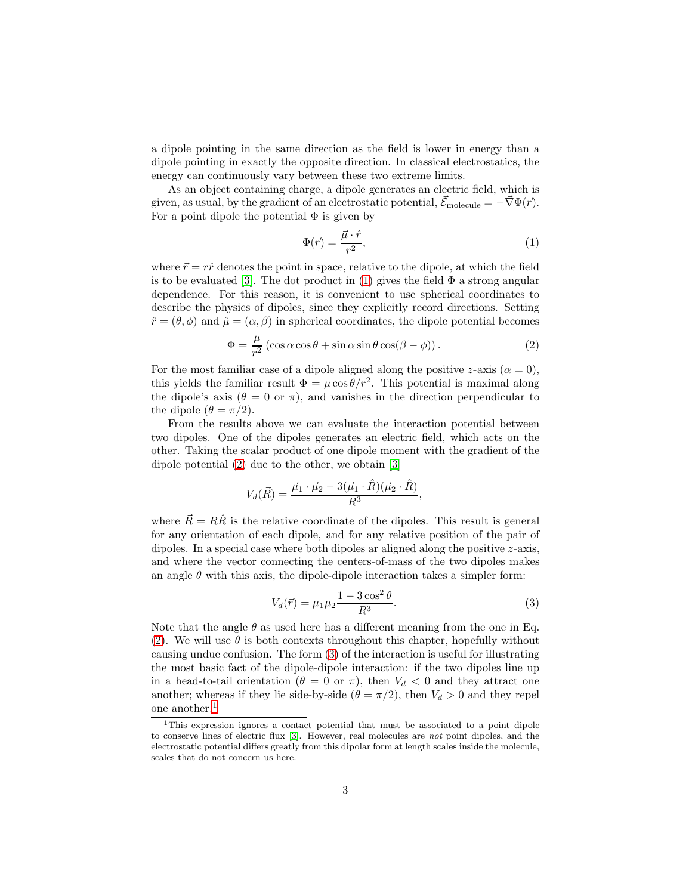a dipole pointing in the same direction as the field is lower in energy than a dipole pointing in exactly the opposite direction. In classical electrostatics, the energy can continuously vary between these two extreme limits.

As an object containing charge, a dipole generates an electric field, which is given, as usual, by the gradient of an electrostatic potential, $\vec{\mathcal{E}}_{\text{molecule}} = -\vec{\nabla}\Phi(\vec{r})$. For a point dipole the potential $\Phi$ is given by

$$\Phi(\vec{r}) = \frac{\vec{\mu} \cdot \hat{r}}{r^2}, \tag{1}$$

where $\vec{r} = r\hat{r}$ denotes the point in space, relative to the dipole, at which the field is to be evaluated [3]. The dot product in (1) gives the field $\Phi$ a strong angular dependence. For this reason, it is convenient to use spherical coordinates to describe the physics of dipoles, since they explicitly record directions. Setting $\hat{r} = (\theta, \phi)$ and $\hat{\mu} = (\alpha, \beta)$ in spherical coordinates, the dipole potential becomes

$$\Phi = \frac{\mu}{r^2} \left( \cos\alpha \cos\theta + \sin\alpha \sin\theta \cos(\beta - \phi) \right). \tag{2}$$

For the most familiar case of a dipole aligned along the positive $z$-axis ($\alpha = 0$), this yields the familiar result $\Phi = \mu \cos\theta / r^2$. This potential is maximal along the dipole's axis ($\theta = 0$ or $\pi$), and vanishes in the direction perpendicular to the dipole ($\theta = \pi/2$).

From the results above we can evaluate the interaction potential between two dipoles. One of the dipoles generates an electric field, which acts on the other. Taking the scalar product of one dipole moment with the gradient of the dipole potential (2) due to the other, we obtain [3]

$$V_d(\vec{R}) = \frac{\vec{\mu}_1 \cdot \vec{\mu}_2 - 3(\vec{\mu}_1 \cdot \hat{R})(\vec{\mu}_2 \cdot \hat{R})}{R^3},$$

where $\vec{R} = R\hat{R}$ is the relative coordinate of the dipoles. This result is general for any orientation of each dipole, and for any relative position of the pair of dipoles. In a special case where both dipoles ar aligned along the positive $z$-axis, and where the vector connecting the centers-of-mass of the two dipoles makes an angle $\theta$ with this axis, the dipole-dipole interaction takes a simpler form:

$$V_d(\vec{r}) = \mu_1 \mu_2 \frac{1 - 3\cos^2\theta}{R^3}. \tag{3}$$

Note that the angle $\theta$ as used here has a different meaning from the one in Eq. (2). We will use $\theta$ is both contexts throughout this chapter, hopefully without causing undue confusion. The form (3) of the interaction is useful for illustrating the most basic fact of the dipole-dipole interaction: if the two dipoles line up in a head-to-tail orientation ($\theta = 0$ or $\pi$), then $V_d < 0$ and they attract one another; whereas if they lie side-by-side ($\theta = \pi/2$), then $V_d > 0$ and they repel one another.[1]

[1] This expression ignores a contact potential that must be associated to a point dipole to conserve lines of electric flux [3]. However, real molecules are *not* point dipoles, and the electrostatic potential differs greatly from this dipolar form at length scales inside the molecule, scales that do not concern us here.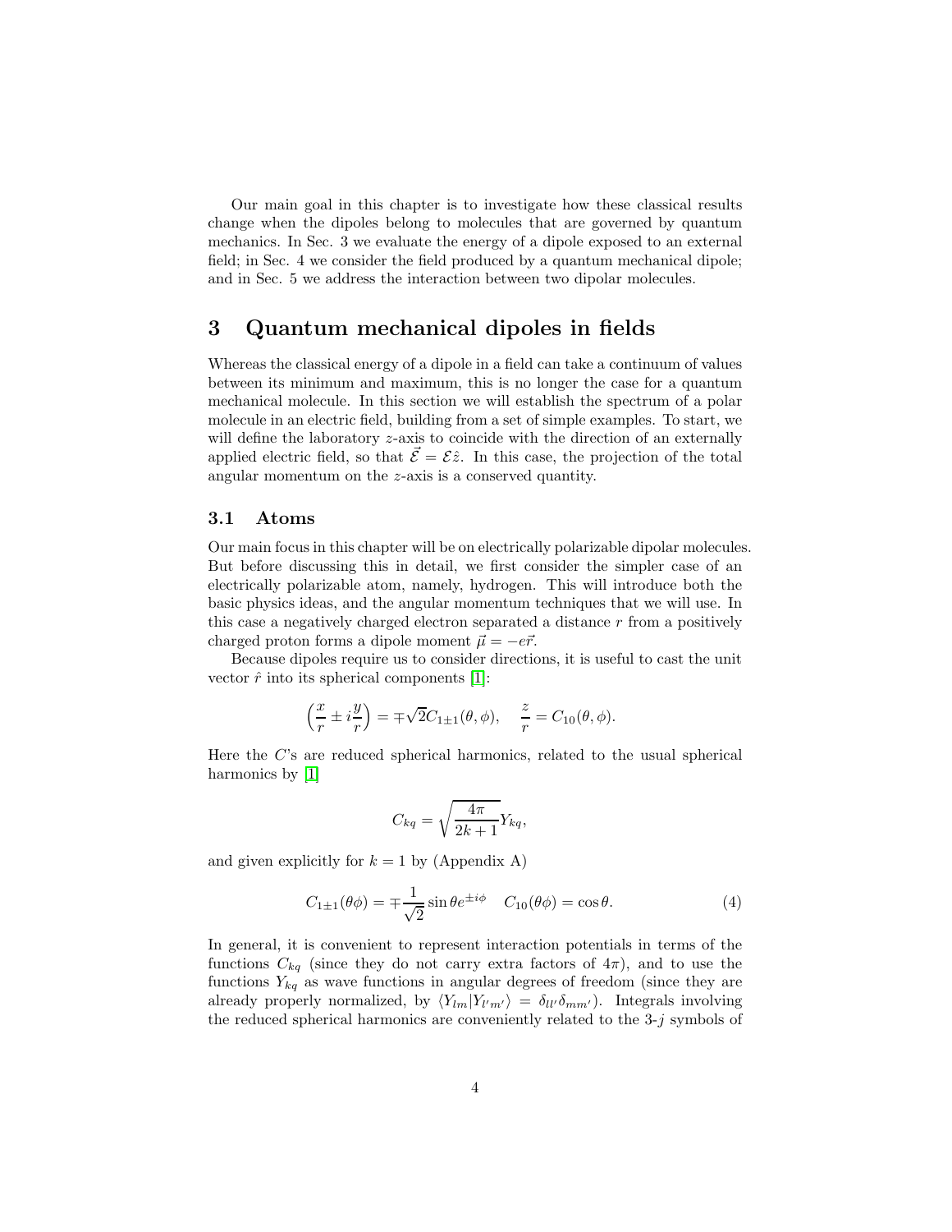Our main goal in this chapter is to investigate how these classical results change when the dipoles belong to molecules that are governed by quantum mechanics. In Sec. 3 we evaluate the energy of a dipole exposed to an external field; in Sec. 4 we consider the field produced by a quantum mechanical dipole; and in Sec. 5 we address the interaction between two dipolar molecules.

# 3 Quantum mechanical dipoles in fields

Whereas the classical energy of a dipole in a field can take a continuum of values between its minimum and maximum, this is no longer the case for a quantum mechanical molecule. In this section we will establish the spectrum of a polar molecule in an electric field, building from a set of simple examples. To start, we will define the laboratory $z$-axis to coincide with the direction of an externally applied electric field, so that $\vec{\mathcal{E}} = \mathcal{E}\hat{z}$. In this case, the projection of the total angular momentum on the $z$-axis is a conserved quantity.

## 3.1 Atoms

Our main focus in this chapter will be on electrically polarizable dipolar molecules. But before discussing this in detail, we first consider the simpler case of an electrically polarizable atom, namely, hydrogen. This will introduce both the basic physics ideas, and the angular momentum techniques that we will use. In this case a negatively charged electron separated a distance $r$ from a positively charged proton forms a dipole moment $\vec{\mu} = -e\vec{r}$.

Because dipoles require us to consider directions, it is useful to cast the unit vector $\hat{r}$ into its spherical components [1]:

$$\left(\frac{x}{r} \pm i\frac{y}{r}\right) = \mp\sqrt{2}C_{1\pm1}(\theta, \phi), \quad \frac{z}{r} = C_{10}(\theta, \phi).$$

Here the $C$'s are reduced spherical harmonics, related to the usual spherical harmonics by [1]

$$C_{kq} = \sqrt{\frac{4\pi}{2k+1}}Y_{kq},$$

and given explicitly for $k = 1$ by (Appendix A)

$$C_{1\pm1}(\theta\phi) = \mp\frac{1}{\sqrt{2}}\sin\theta e^{\pm i\phi} \quad C_{10}(\theta\phi) = \cos\theta. \tag{4}$$

In general, it is convenient to represent interaction potentials in terms of the functions $C_{kq}$ (since they do not carry extra factors of $4\pi$), and to use the functions $Y_{kq}$ as wave functions in angular degrees of freedom (since they are already properly normalized, by $\langle Y_{lm}|Y_{l'm'}\rangle = \delta_{ll'}\delta_{mm'}$). Integrals involving the reduced spherical harmonics are conveniently related to the 3-$j$ symbols of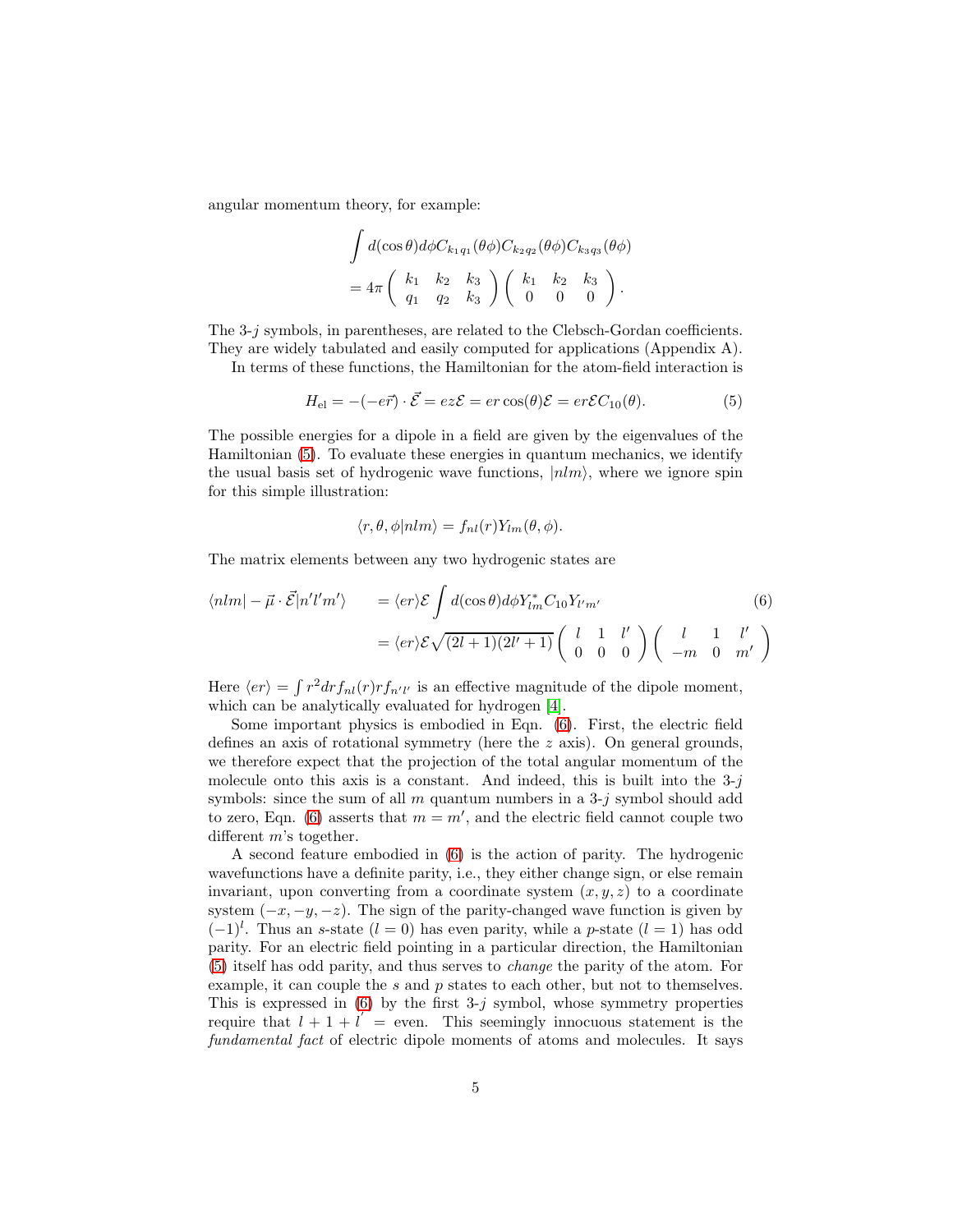angular momentum theory, for example:

$$\int d(\cos\theta)d\phi C_{k_1q_1}(\theta\phi)C_{k_2q_2}(\theta\phi)C_{k_3q_3}(\theta\phi)$$
$$= 4\pi \begin{pmatrix} k_1 & k_2 & k_3 \\ q_1 & q_2 & k_3 \end{pmatrix} \begin{pmatrix} k_1 & k_2 & k_3 \\ 0 & 0 & 0 \end{pmatrix}.$$

The 3-$j$ symbols, in parentheses, are related to the Clebsch-Gordan coefficients. They are widely tabulated and easily computed for applications (Appendix A).

In terms of these functions, the Hamiltonian for the atom-field interaction is

$$H_{\rm el} = -(-e\vec{r}) \cdot \vec{\mathcal{E}} = ez\mathcal{E} = er\cos(\theta)\mathcal{E} = er\mathcal{E}C_{10}(\theta). \tag{5}$$

The possible energies for a dipole in a field are given by the eigenvalues of the Hamiltonian (5). To evaluate these energies in quantum mechanics, we identify the usual basis set of hydrogenic wave functions, $|nlm\rangle$, where we ignore spin for this simple illustration:

$$\langle r,\theta,\phi|nlm\rangle = f_{nl}(r)Y_{lm}(\theta,\phi).$$

The matrix elements between any two hydrogenic states are

$$\begin{aligned}\langle nlm| - \vec{\mu}\cdot\vec{\mathcal{E}}|n'l'm'\rangle &= \langle er\rangle\mathcal{E}\int d(\cos\theta)d\phi Y^*_{lm}C_{10}Y_{l'm'} \\ &= \langle er\rangle\mathcal{E}\sqrt{(2l+1)(2l'+1)}\begin{pmatrix} l & 1 & l' \\ 0 & 0 & 0 \end{pmatrix}\begin{pmatrix} l & 1 & l' \\ -m & 0 & m' \end{pmatrix}\end{aligned} \tag{6}$$

Here $\langle er\rangle = \int r^2 dr f_{nl}(r) r f_{n'l'}$ is an effective magnitude of the dipole moment, which can be analytically evaluated for hydrogen [4].

Some important physics is embodied in Eqn. (6). First, the electric field defines an axis of rotational symmetry (here the $z$ axis). On general grounds, we therefore expect that the projection of the total angular momentum of the molecule onto this axis is a constant. And indeed, this is built into the 3-$j$ symbols: since the sum of all $m$ quantum numbers in a 3-$j$ symbol should add to zero, Eqn. (6) asserts that $m = m'$, and the electric field cannot couple two different $m$'s together.

A second feature embodied in (6) is the action of parity. The hydrogenic wavefunctions have a definite parity, i.e., they either change sign, or else remain invariant, upon converting from a coordinate system $(x, y, z)$ to a coordinate system $(-x, -y, -z)$. The sign of the parity-changed wave function is given by $(-1)^l$. Thus an $s$-state ($l = 0$) has even parity, while a $p$-state ($l = 1$) has odd parity. For an electric field pointing in a particular direction, the Hamiltonian (5) itself has odd parity, and thus serves to *change* the parity of the atom. For example, it can couple the $s$ and $p$ states to each other, but not to themselves. This is expressed in (6) by the first 3-$j$ symbol, whose symmetry properties require that $l + 1 + l' =$ even. This seemingly innocuous statement is the *fundamental fact* of electric dipole moments of atoms and molecules. It says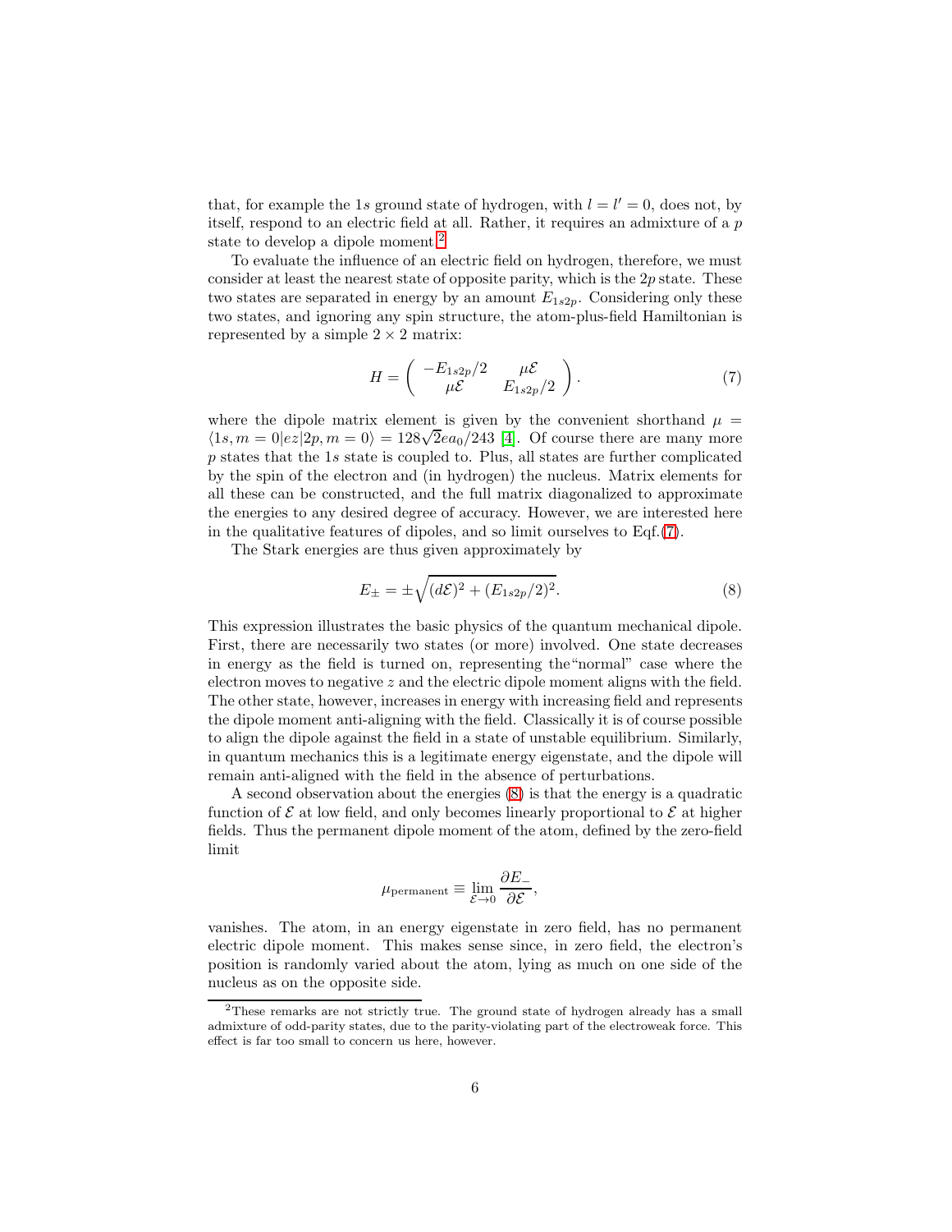that, for example the $1s$ ground state of hydrogen, with $l = l' = 0$, does not, by itself, respond to an electric field at all. Rather, it requires an admixture of a $p$ state to develop a dipole moment.[2]

To evaluate the influence of an electric field on hydrogen, therefore, we must consider at least the nearest state of opposite parity, which is the $2p$ state. These two states are separated in energy by an amount $E_{1s2p}$. Considering only these two states, and ignoring any spin structure, the atom-plus-field Hamiltonian is represented by a simple $2 \times 2$ matrix:

$$H = \begin{pmatrix} -E_{1s2p}/2 & \mu\mathcal{E} \\ \mu\mathcal{E} & E_{1s2p}/2 \end{pmatrix}. \tag{7}$$

where the dipole matrix element is given by the convenient shorthand $\mu = \langle 1s, m = 0|ez|2p, m = 0\rangle = 128\sqrt{2}ea_0/243$ [4]. Of course there are many more $p$ states that the $1s$ state is coupled to. Plus, all states are further complicated by the spin of the electron and (in hydrogen) the nucleus. Matrix elements for all these can be constructed, and the full matrix diagonalized to approximate the energies to any desired degree of accuracy. However, we are interested here in the qualitative features of dipoles, and so limit ourselves to Eqf.(7).

The Stark energies are thus given approximately by

$$E_{\pm} = \pm\sqrt{(d\mathcal{E})^2 + (E_{1s2p}/2)^2}. \tag{8}$$

This expression illustrates the basic physics of the quantum mechanical dipole. First, there are necessarily two states (or more) involved. One state decreases in energy as the field is turned on, representing the"normal" case where the electron moves to negative $z$ and the electric dipole moment aligns with the field. The other state, however, increases in energy with increasing field and represents the dipole moment anti-aligning with the field. Classically it is of course possible to align the dipole against the field in a state of unstable equilibrium. Similarly, in quantum mechanics this is a legitimate energy eigenstate, and the dipole will remain anti-aligned with the field in the absence of perturbations.

A second observation about the energies (8) is that the energy is a quadratic function of $\mathcal{E}$ at low field, and only becomes linearly proportional to $\mathcal{E}$ at higher fields. Thus the permanent dipole moment of the atom, defined by the zero-field limit

$$\mu_{\text{permanent}} \equiv \lim_{\mathcal{E} \to 0} \frac{\partial E_-}{\partial \mathcal{E}},$$

vanishes. The atom, in an energy eigenstate in zero field, has no permanent electric dipole moment. This makes sense since, in zero field, the electron's position is randomly varied about the atom, lying as much on one side of the nucleus as on the opposite side.

[2] These remarks are not strictly true. The ground state of hydrogen already has a small admixture of odd-parity states, due to the parity-violating part of the electroweak force. This effect is far too small to concern us here, however.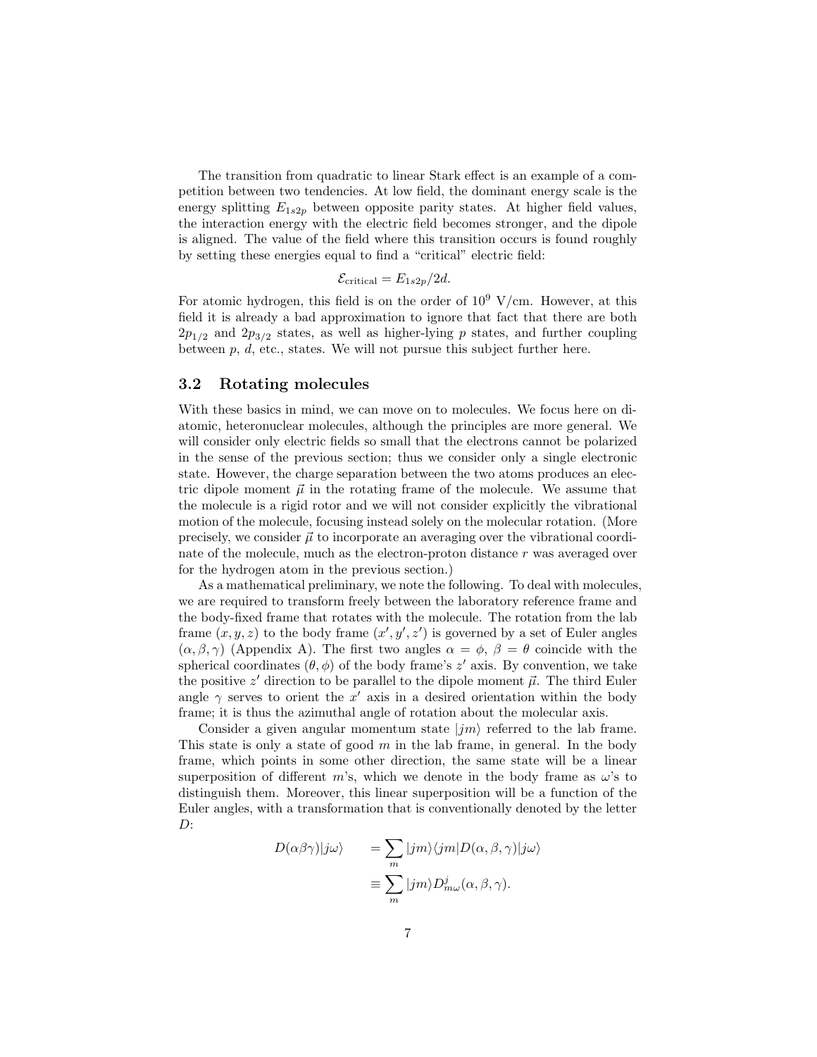The transition from quadratic to linear Stark effect is an example of a competition between two tendencies. At low field, the dominant energy scale is the energy splitting $E_{1s2p}$ between opposite parity states. At higher field values, the interaction energy with the electric field becomes stronger, and the dipole is aligned. The value of the field where this transition occurs is found roughly by setting these energies equal to find a "critical" electric field:

$$\mathcal{E}_{\text{critical}} = E_{1s2p}/2d.$$

For atomic hydrogen, this field is on the order of $10^9$ V/cm. However, at this field it is already a bad approximation to ignore that fact that there are both $2p_{1/2}$ and $2p_{3/2}$ states, as well as higher-lying $p$ states, and further coupling between $p$, $d$, etc., states. We will not pursue this subject further here.

## 3.2 Rotating molecules

With these basics in mind, we can move on to molecules. We focus here on diatomic, heteronuclear molecules, although the principles are more general. We will consider only electric fields so small that the electrons cannot be polarized in the sense of the previous section; thus we consider only a single electronic state. However, the charge separation between the two atoms produces an electric dipole moment $\vec{\mu}$ in the rotating frame of the molecule. We assume that the molecule is a rigid rotor and we will not consider explicitly the vibrational motion of the molecule, focusing instead solely on the molecular rotation. (More precisely, we consider $\vec{\mu}$ to incorporate an averaging over the vibrational coordinate of the molecule, much as the electron-proton distance $r$ was averaged over for the hydrogen atom in the previous section.)

As a mathematical preliminary, we note the following. To deal with molecules, we are required to transform freely between the laboratory reference frame and the body-fixed frame that rotates with the molecule. The rotation from the lab frame $(x, y, z)$ to the body frame $(x', y', z')$ is governed by a set of Euler angles $(\alpha, \beta, \gamma)$ (Appendix A). The first two angles $\alpha = \phi$, $\beta = \theta$ coincide with the spherical coordinates $(\theta, \phi)$ of the body frame's $z'$ axis. By convention, we take the positive $z'$ direction to be parallel to the dipole moment $\vec{\mu}$. The third Euler angle $\gamma$ serves to orient the $x'$ axis in a desired orientation within the body frame; it is thus the azimuthal angle of rotation about the molecular axis.

Consider a given angular momentum state $|jm\rangle$ referred to the lab frame. This state is only a state of good $m$ in the lab frame, in general. In the body frame, which points in some other direction, the same state will be a linear superposition of different $m$'s, which we denote in the body frame as $\omega$'s to distinguish them. Moreover, this linear superposition will be a function of the Euler angles, with a transformation that is conventionally denoted by the letter $D$:

$$\begin{aligned} D(\alpha\beta\gamma)|j\omega\rangle \quad &= \sum_m |jm\rangle\langle jm|D(\alpha, \beta, \gamma)|j\omega\rangle \\ &\equiv \sum_m |jm\rangle D^j_{m\omega}(\alpha, \beta, \gamma). \end{aligned}$$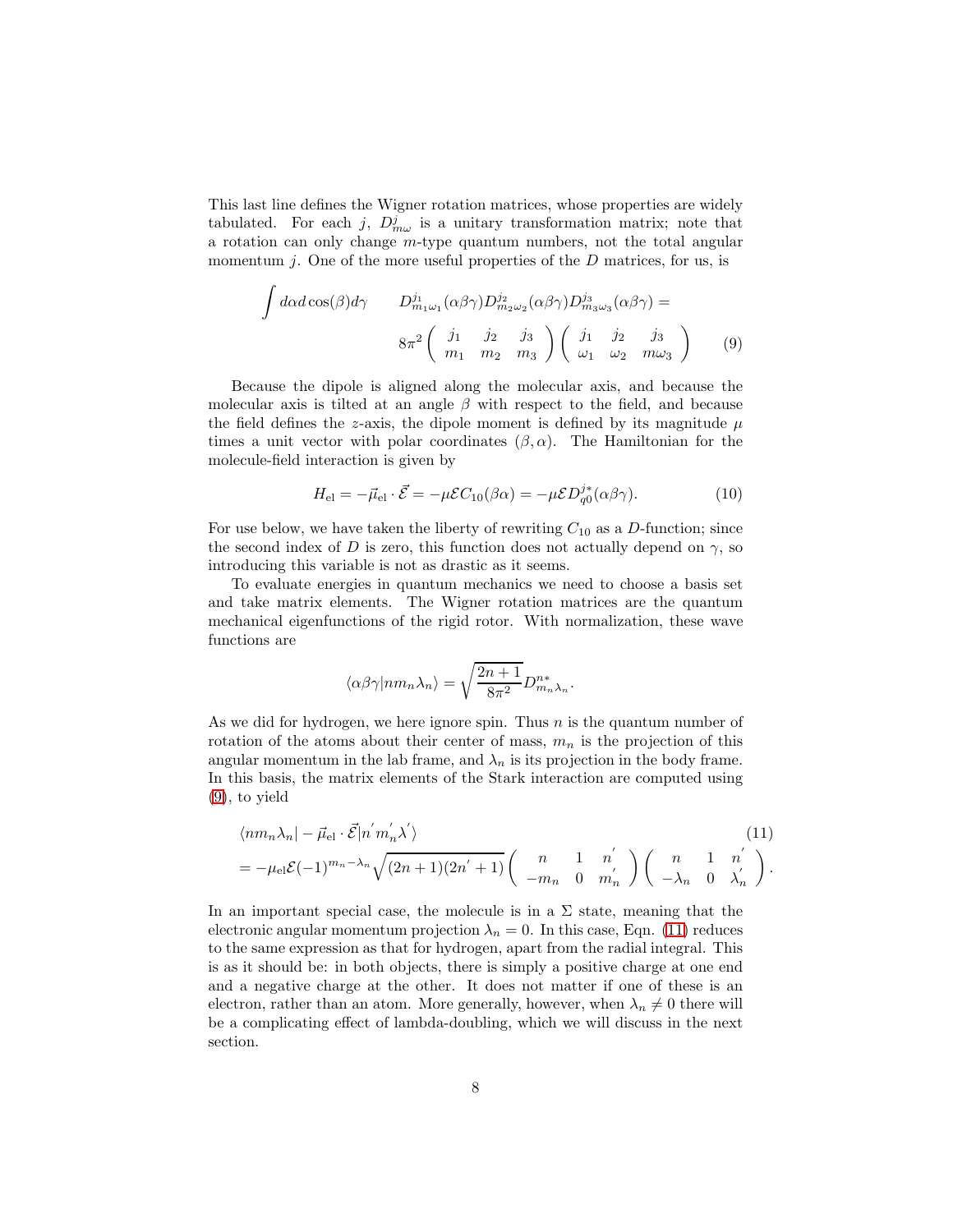This last line defines the Wigner rotation matrices, whose properties are widely tabulated. For each $j$, $D^j_{m\omega}$ is a unitary transformation matrix; note that a rotation can only change $m$-type quantum numbers, not the total angular momentum $j$. One of the more useful properties of the $D$ matrices, for us, is

$$
\int d\alpha d\cos(\beta) d\gamma \qquad D^{j_1}_{m_1\omega_1}(\alpha\beta\gamma) D^{j_2}_{m_2\omega_2}(\alpha\beta\gamma) D^{j_3}_{m_3\omega_3}(\alpha\beta\gamma) = 8\pi^2 \begin{pmatrix} j_1 & j_2 & j_3 \\ m_1 & m_2 & m_3 \end{pmatrix} \begin{pmatrix} j_1 & j_2 & j_3 \\ \omega_1 & \omega_2 & m\omega_3 \end{pmatrix} \tag{9}
$$

Because the dipole is aligned along the molecular axis, and because the molecular axis is tilted at an angle $\beta$ with respect to the field, and because the field defines the $z$-axis, the dipole moment is defined by its magnitude $\mu$ times a unit vector with polar coordinates $(\beta, \alpha)$. The Hamiltonian for the molecule-field interaction is given by

$$
H_{\rm el} = -\vec{\mu}_{\rm el} \cdot \vec{\mathcal{E}} = -\mu \mathcal{E} C_{10}(\beta\alpha) = -\mu \mathcal{E} D^{j*}_{q0}(\alpha\beta\gamma). \tag{10}
$$

For use below, we have taken the liberty of rewriting $C_{10}$ as a $D$-function; since the second index of $D$ is zero, this function does not actually depend on $\gamma$, so introducing this variable is not as drastic as it seems.

To evaluate energies in quantum mechanics we need to choose a basis set and take matrix elements. The Wigner rotation matrices are the quantum mechanical eigenfunctions of the rigid rotor. With normalization, these wave functions are

$$
\langle \alpha\beta\gamma | n m_n \lambda_n \rangle = \sqrt{\frac{2n+1}{8\pi^2}} D^{n*}_{m_n \lambda_n}.
$$

As we did for hydrogen, we here ignore spin. Thus $n$ is the quantum number of rotation of the atoms about their center of mass, $m_n$ is the projection of this angular momentum in the lab frame, and $\lambda_n$ is its projection in the body frame. In this basis, the matrix elements of the Stark interaction are computed using (9), to yield

$$
\begin{aligned}
&\langle n m_n \lambda_n | -\vec{\mu}_{\rm el} \cdot \vec{\mathcal{E}} | n' m_n' \lambda' \rangle \\
&= -\mu_{\rm el} \mathcal{E} (-1)^{m_n - \lambda_n} \sqrt{(2n+1)(2n'+1)} \begin{pmatrix} n & 1 & n' \\ -m_n & 0 & m_n' \end{pmatrix} \begin{pmatrix} n & 1 & n' \\ -\lambda_n & 0 & \lambda_n' \end{pmatrix}.
\end{aligned} \tag{11}
$$

In an important special case, the molecule is in a $\Sigma$ state, meaning that the electronic angular momentum projection $\lambda_n = 0$. In this case, Eqn. (11) reduces to the same expression as that for hydrogen, apart from the radial integral. This is as it should be: in both objects, there is simply a positive charge at one end and a negative charge at the other. It does not matter if one of these is an electron, rather than an atom. More generally, however, when $\lambda_n \neq 0$ there will be a complicating effect of lambda-doubling, which we will discuss in the next section.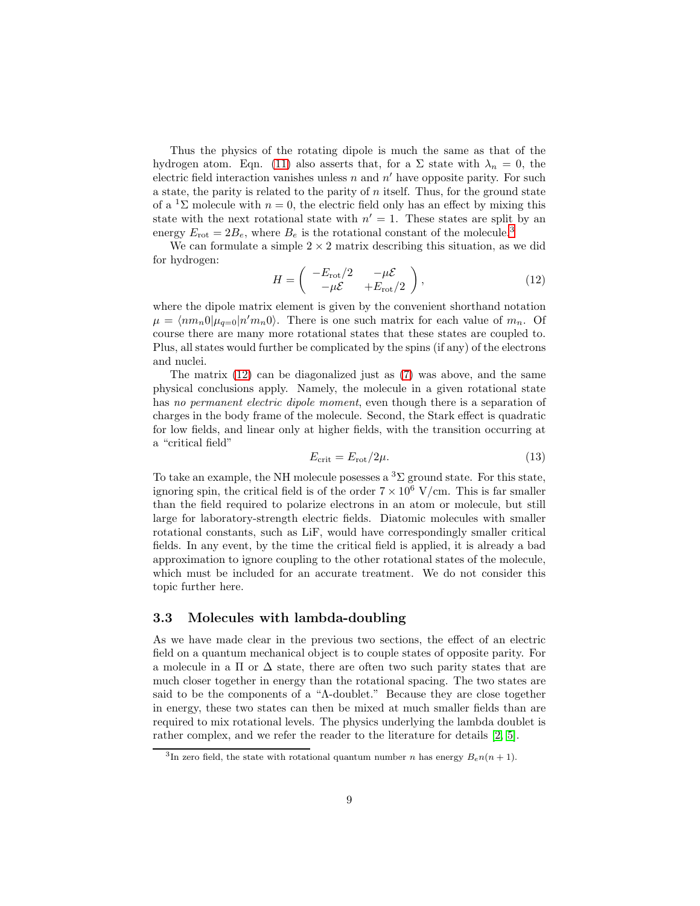Thus the physics of the rotating dipole is much the same as that of the hydrogen atom. Eqn. (11) also asserts that, for a $\Sigma$ state with $\lambda_n = 0$, the electric field interaction vanishes unless $n$ and $n'$ have opposite parity. For such a state, the parity is related to the parity of $n$ itself. Thus, for the ground state of a $^1\Sigma$ molecule with $n = 0$, the electric field only has an effect by mixing this state with the next rotational state with $n' = 1$. These states are split by an energy $E_{\rm rot} = 2B_e$, where $B_e$ is the rotational constant of the molecule.[3]

We can formulate a simple $2 \times 2$ matrix describing this situation, as we did for hydrogen:

$$H = \begin{pmatrix} -E_{\rm rot}/2 & -\mu\mathcal{E} \\ -\mu\mathcal{E} & +E_{\rm rot}/2 \end{pmatrix}, \tag{12}$$

where the dipole matrix element is given by the convenient shorthand notation $\mu = \langle n m_n 0 | \mu_{q=0} | n' m_n 0 \rangle$. There is one such matrix for each value of $m_n$. Of course there are many more rotational states that these states are coupled to. Plus, all states would further be complicated by the spins (if any) of the electrons and nuclei.

The matrix (12) can be diagonalized just as (7) was above, and the same physical conclusions apply. Namely, the molecule in a given rotational state has *no permanent electric dipole moment*, even though there is a separation of charges in the body frame of the molecule. Second, the Stark effect is quadratic for low fields, and linear only at higher fields, with the transition occurring at a "critical field"

$$E_{\rm crit} = E_{\rm rot}/2\mu. \tag{13}$$

To take an example, the NH molecule posesses a $^3\Sigma$ ground state. For this state, ignoring spin, the critical field is of the order $7 \times 10^6$ V/cm. This is far smaller than the field required to polarize electrons in an atom or molecule, but still large for laboratory-strength electric fields. Diatomic molecules with smaller rotational constants, such as LiF, would have correspondingly smaller critical fields. In any event, by the time the critical field is applied, it is already a bad approximation to ignore coupling to the other rotational states of the molecule, which must be included for an accurate treatment. We do not consider this topic further here.

### 3.3 Molecules with lambda-doubling

As we have made clear in the previous two sections, the effect of an electric field on a quantum mechanical object is to couple states of opposite parity. For a molecule in a $\Pi$ or $\Delta$ state, there are often two such parity states that are much closer together in energy than the rotational spacing. The two states are said to be the components of a "$\Lambda$-doublet." Because they are close together in energy, these two states can then be mixed at much smaller fields than are required to mix rotational levels. The physics underlying the lambda doublet is rather complex, and we refer the reader to the literature for details [2, 5].

[3] In zero field, the state with rotational quantum number $n$ has energy $B_e n(n+1)$.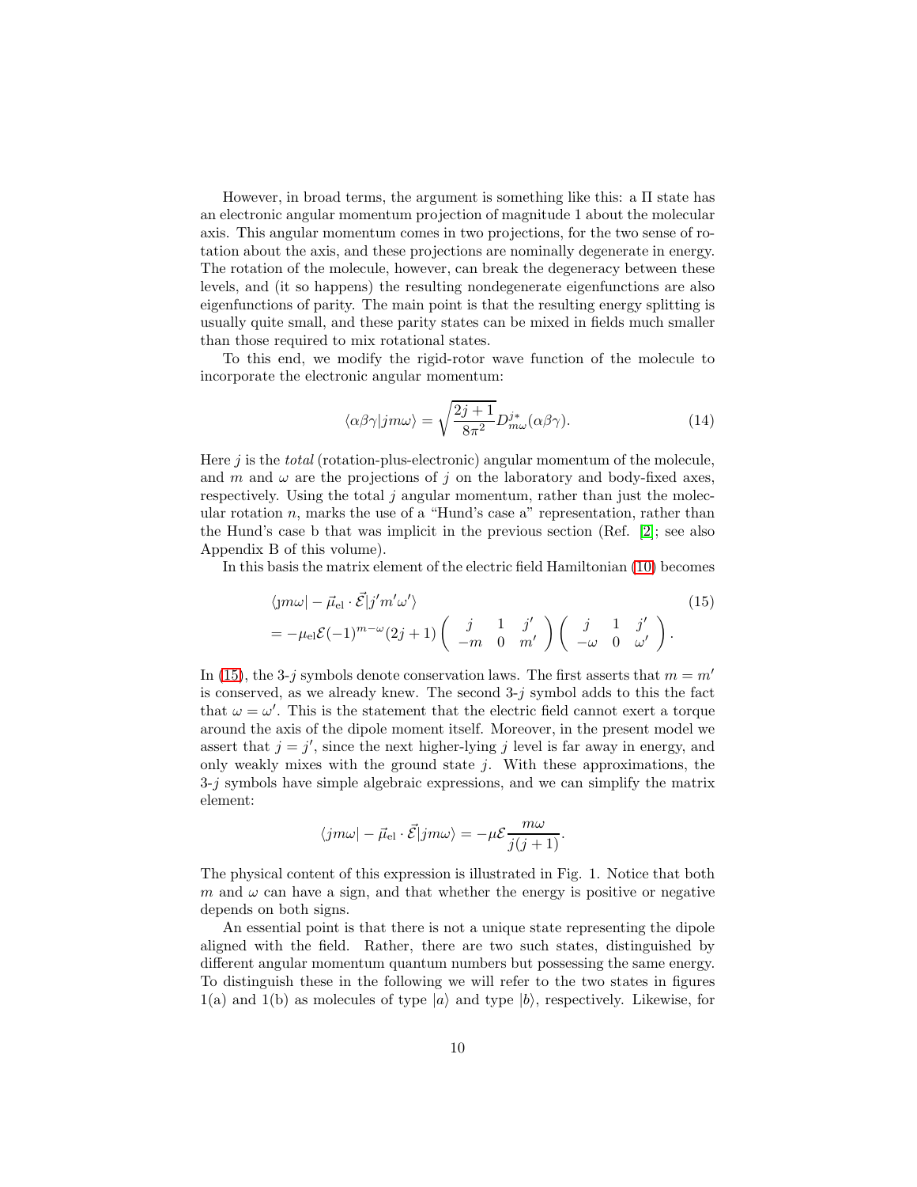However, in broad terms, the argument is something like this: a Π state has an electronic angular momentum projection of magnitude 1 about the molecular axis. This angular momentum comes in two projections, for the two sense of rotation about the axis, and these projections are nominally degenerate in energy. The rotation of the molecule, however, can break the degeneracy between these levels, and (it so happens) the resulting nondegenerate eigenfunctions are also eigenfunctions of parity. The main point is that the resulting energy splitting is usually quite small, and these parity states can be mixed in fields much smaller than those required to mix rotational states.

To this end, we modify the rigid-rotor wave function of the molecule to incorporate the electronic angular momentum:

$$\langle \alpha\beta\gamma | jm\omega \rangle = \sqrt{\frac{2j+1}{8\pi^2}} D^{j*}_{m\omega}(\alpha\beta\gamma). \tag{14}$$

Here $j$ is the *total* (rotation-plus-electronic) angular momentum of the molecule, and $m$ and $\omega$ are the projections of $j$ on the laboratory and body-fixed axes, respectively. Using the total $j$ angular momentum, rather than just the molecular rotation $n$, marks the use of a "Hund's case a" representation, rather than the Hund's case b that was implicit in the previous section (Ref. [2]; see also Appendix B of this volume).

In this basis the matrix element of the electric field Hamiltonian (10) becomes

$$\begin{aligned} &\langle jm\omega | -\vec{\mu}_{\rm el} \cdot \vec{\mathcal{E}} | j'm'\omega' \rangle \\ &= -\mu_{\rm el}\mathcal{E}(-1)^{m-\omega}(2j+1) \begin{pmatrix} j & 1 & j' \\ -m & 0 & m' \end{pmatrix} \begin{pmatrix} j & 1 & j' \\ -\omega & 0 & \omega' \end{pmatrix}. \end{aligned} \tag{15}$$

In (15), the 3-$j$ symbols denote conservation laws. The first asserts that $m = m'$ is conserved, as we already knew. The second 3-$j$ symbol adds to this the fact that $\omega = \omega'$. This is the statement that the electric field cannot exert a torque around the axis of the dipole moment itself. Moreover, in the present model we assert that $j = j'$, since the next higher-lying $j$ level is far away in energy, and only weakly mixes with the ground state $j$. With these approximations, the 3-$j$ symbols have simple algebraic expressions, and we can simplify the matrix element:

$$\langle jm\omega | -\vec{\mu}_{\rm el} \cdot \vec{\mathcal{E}} | jm\omega \rangle = -\mu\mathcal{E}\frac{m\omega}{j(j+1)}.$$

The physical content of this expression is illustrated in Fig. 1. Notice that both $m$ and $\omega$ can have a sign, and that whether the energy is positive or negative depends on both signs.

An essential point is that there is not a unique state representing the dipole aligned with the field. Rather, there are two such states, distinguished by different angular momentum quantum numbers but possessing the same energy. To distinguish these in the following we will refer to the two states in figures 1(a) and 1(b) as molecules of type $|a\rangle$ and type $|b\rangle$, respectively. Likewise, for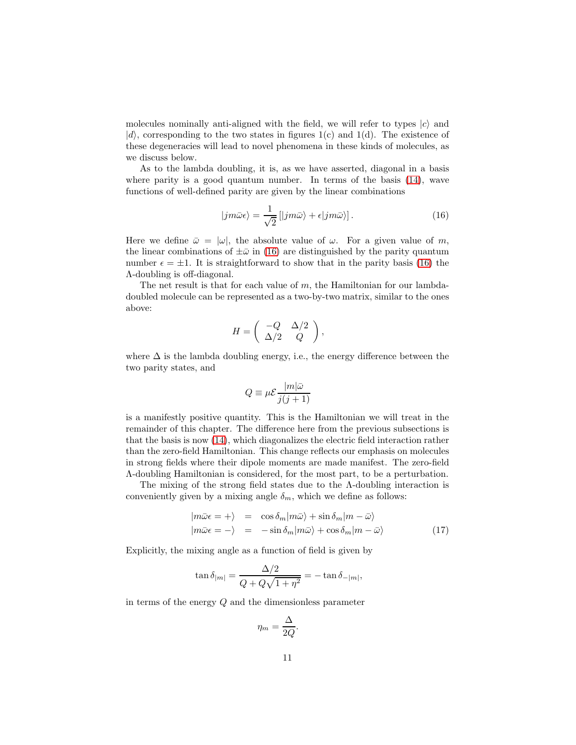molecules nominally anti-aligned with the field, we will refer to types $|c\rangle$ and $|d\rangle$, corresponding to the two states in figures 1(c) and 1(d). The existence of these degeneracies will lead to novel phenomena in these kinds of molecules, as we discuss below.

As to the lambda doubling, it is, as we have asserted, diagonal in a basis where parity is a good quantum number. In terms of the basis (14), wave functions of well-defined parity are given by the linear combinations

$$|jm\bar{\omega}\epsilon\rangle = \frac{1}{\sqrt{2}}\left[|jm\bar{\omega}\rangle + \epsilon|jm\bar{\omega}\rangle\right]. \tag{16}$$

Here we define $\bar{\omega} = |\omega|$, the absolute value of $\omega$. For a given value of $m$, the linear combinations of $\pm\bar{\omega}$ in (16) are distinguished by the parity quantum number $\epsilon = \pm 1$. It is straightforward to show that in the parity basis (16) the $\Lambda$-doubling is off-diagonal.

The net result is that for each value of $m$, the Hamiltonian for our lambda-doubled molecule can be represented as a two-by-two matrix, similar to the ones above:

$$H = \begin{pmatrix} -Q & \Delta/2 \\ \Delta/2 & Q \end{pmatrix},$$

where $\Delta$ is the lambda doubling energy, i.e., the energy difference between the two parity states, and

$$Q \equiv \mu\mathcal{E}\frac{|m|\bar{\omega}}{j(j+1)}$$

is a manifestly positive quantity. This is the Hamiltonian we will treat in the remainder of this chapter. The difference here from the previous subsections is that the basis is now (14), which diagonalizes the electric field interaction rather than the zero-field Hamiltonian. This change reflects our emphasis on molecules in strong fields where their dipole moments are made manifest. The zero-field $\Lambda$-doubling Hamiltonian is considered, for the most part, to be a perturbation.

The mixing of the strong field states due to the $\Lambda$-doubling interaction is conveniently given by a mixing angle $\delta_m$, which we define as follows:

$$\begin{aligned} |m\bar{\omega}\epsilon = +\rangle &= \cos\delta_m|m\bar{\omega}\rangle + \sin\delta_m|m-\bar{\omega}\rangle \\ |m\bar{\omega}\epsilon = -\rangle &= -\sin\delta_m|m\bar{\omega}\rangle + \cos\delta_m|m-\bar{\omega}\rangle \end{aligned} \tag{17}$$

Explicitly, the mixing angle as a function of field is given by

$$\tan\delta_{|m|} = \frac{\Delta/2}{Q + Q\sqrt{1+\eta^2}} = -\tan\delta_{-|m|},$$

in terms of the energy $Q$ and the dimensionless parameter

$$\eta_m = \frac{\Delta}{2Q}.$$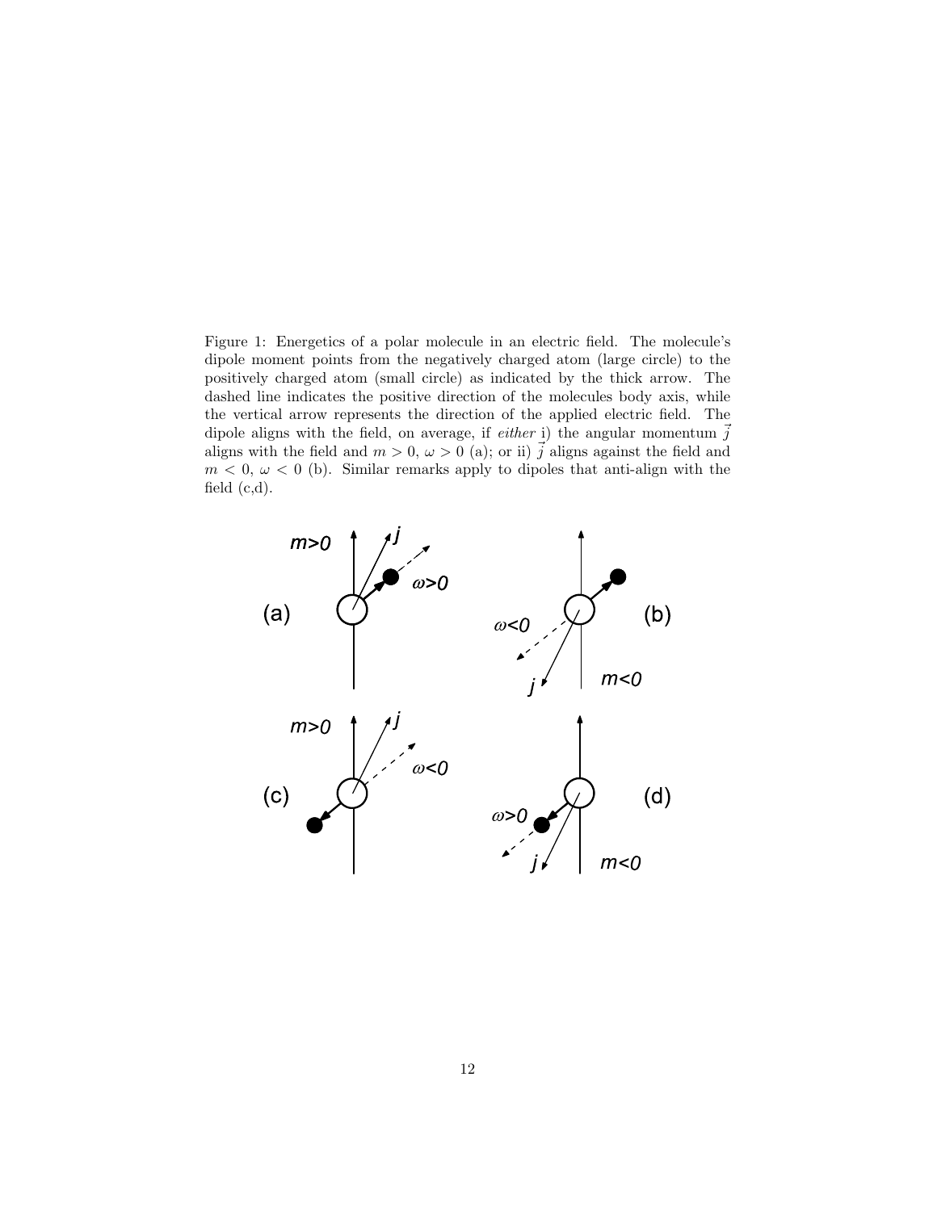Figure 1: Energetics of a polar molecule in an electric field. The molecule's dipole moment points from the negatively charged atom (large circle) to the positively charged atom (small circle) as indicated by the thick arrow. The dashed line indicates the positive direction of the molecules body axis, while the vertical arrow represents the direction of the applied electric field. The dipole aligns with the field, on average, if *either* i) the angular momentum $\vec{j}$ aligns with the field and $m > 0$, $\omega > 0$ (a); or ii) $\vec{j}$ aligns against the field and $m < 0$, $\omega < 0$ (b). Similar remarks apply to dipoles that anti-align with the field (c,d).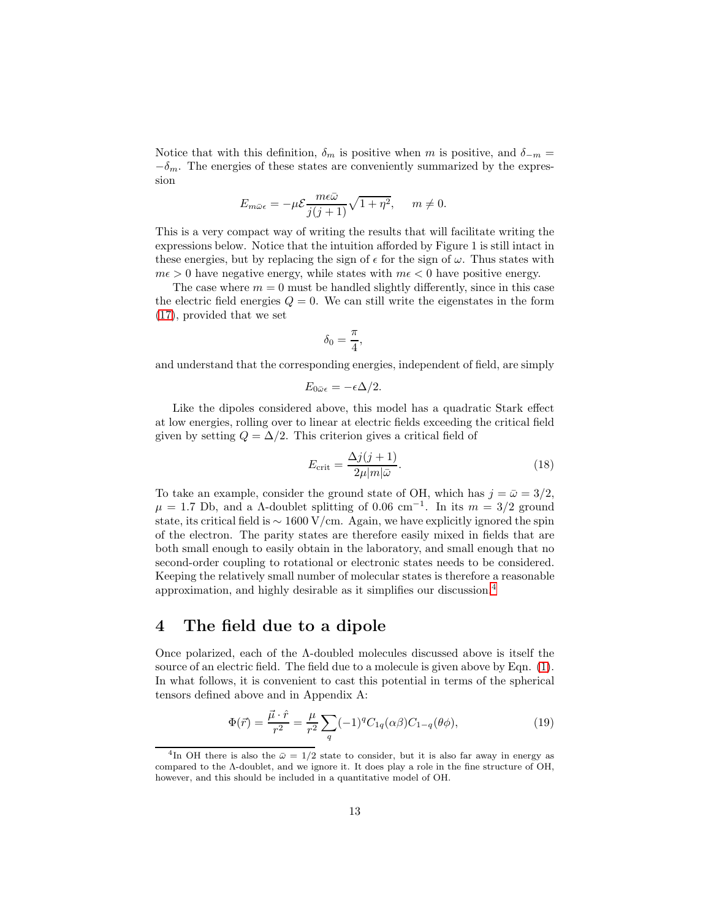Notice that with this definition, $\delta_m$ is positive when $m$ is positive, and $\delta_{-m} = -\delta_m$. The energies of these states are conveniently summarized by the expression

$$E_{m\bar{\omega}\epsilon} = -\mu\mathcal{E}\frac{m\epsilon\bar{\omega}}{j(j+1)}\sqrt{1+\eta^2}, \quad m \neq 0.$$

This is a very compact way of writing the results that will facilitate writing the expressions below. Notice that the intuition afforded by Figure 1 is still intact in these energies, but by replacing the sign of $\epsilon$ for the sign of $\omega$. Thus states with $m\epsilon > 0$ have negative energy, while states with $m\epsilon < 0$ have positive energy.

The case where $m = 0$ must be handled slightly differently, since in this case the electric field energies $Q = 0$. We can still write the eigenstates in the form (17), provided that we set

$$\delta_0 = \frac{\pi}{4},$$

and understand that the corresponding energies, independent of field, are simply

$$E_{0\bar{\omega}\epsilon} = -\epsilon\Delta/2.$$

Like the dipoles considered above, this model has a quadratic Stark effect at low energies, rolling over to linear at electric fields exceeding the critical field given by setting $Q = \Delta/2$. This criterion gives a critical field of

$$E_{\rm crit} = \frac{\Delta j(j+1)}{2\mu|m|\bar{\omega}}. \tag{18}$$

To take an example, consider the ground state of OH, which has $j = \bar{\omega} = 3/2$, $\mu = 1.7$ Db, and a $\Lambda$-doublet splitting of 0.06 cm$^{-1}$. In its $m = 3/2$ ground state, its critical field is $\sim 1600$ V/cm. Again, we have explicitly ignored the spin of the electron. The parity states are therefore easily mixed in fields that are both small enough to easily obtain in the laboratory, and small enough that no second-order coupling to rotational or electronic states needs to be considered. Keeping the relatively small number of molecular states is therefore a reasonable approximation, and highly desirable as it simplifies our discussion.[4]

## 4 The field due to a dipole

Once polarized, each of the $\Lambda$-doubled molecules discussed above is itself the source of an electric field. The field due to a molecule is given above by Eqn. (1). In what follows, it is convenient to cast this potential in terms of the spherical tensors defined above and in Appendix A:

$$\Phi(\vec{r}) = \frac{\vec{\mu}\cdot\hat{r}}{r^2} = \frac{\mu}{r^2}\sum_q (-1)^q C_{1q}(\alpha\beta)C_{1-q}(\theta\phi), \tag{19}$$

[4] In OH there is also the $\bar{\omega} = 1/2$ state to consider, but it is also far away in energy as compared to the $\Lambda$-doublet, and we ignore it. It does play a role in the fine structure of OH, however, and this should be included in a quantitative model of OH.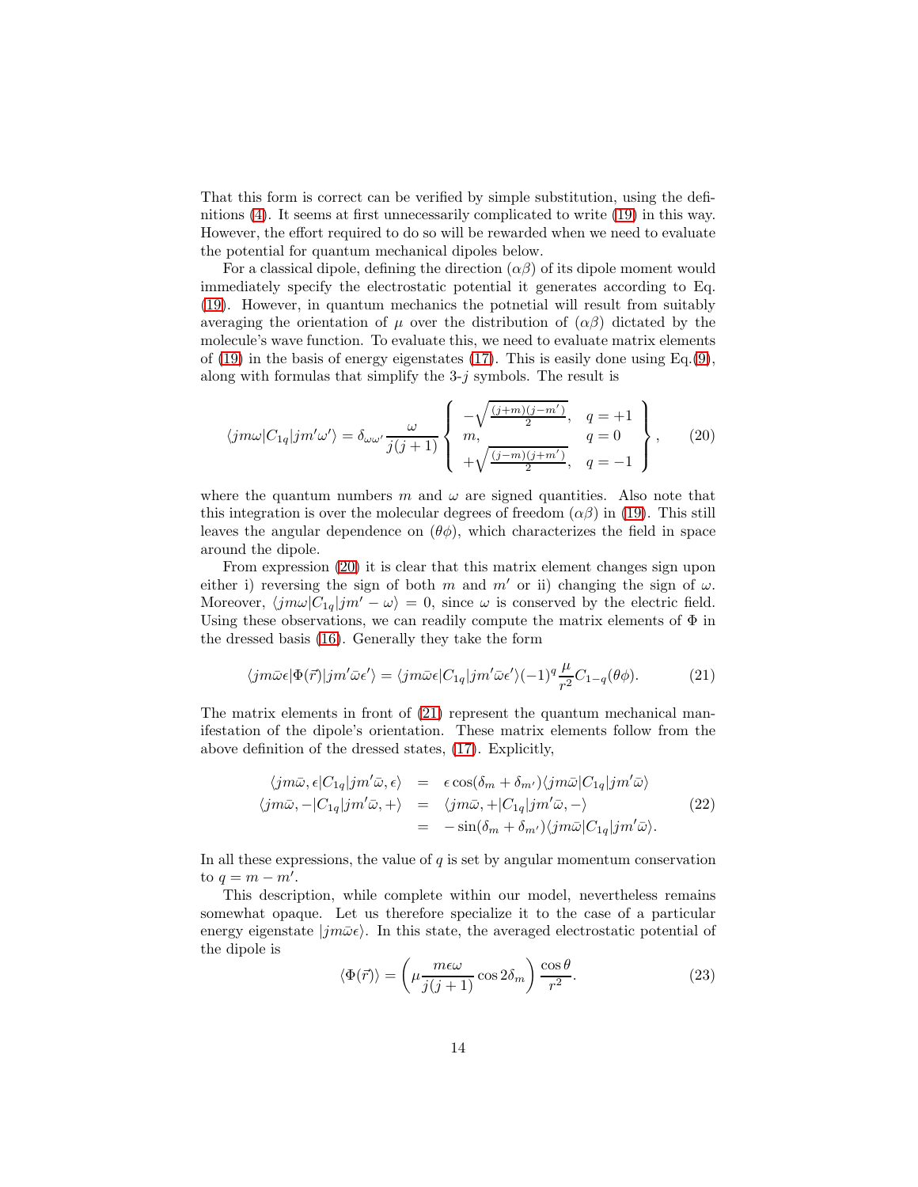That this form is correct can be verified by simple substitution, using the definitions (4). It seems at first unnecessarily complicated to write (19) in this way. However, the effort required to do so will be rewarded when we need to evaluate the potential for quantum mechanical dipoles below.

For a classical dipole, defining the direction $(\alpha\beta)$ of its dipole moment would immediately specify the electrostatic potential it generates according to Eq. (19). However, in quantum mechanics the potnetial will result from suitably averaging the orientation of $\mu$ over the distribution of $(\alpha\beta)$ dictated by the molecule's wave function. To evaluate this, we need to evaluate matrix elements of (19) in the basis of energy eigenstates (17). This is easily done using Eq.(9), along with formulas that simplify the 3-$j$ symbols. The result is

$$\langle jm\omega|C_{1q}|jm'\omega'\rangle = \delta_{\omega\omega'}\frac{\omega}{j(j+1)}\left\{\begin{array}{ll} -\sqrt{\frac{(j+m)(j-m')}{2}}, & q=+1 \\ m, & q=0 \\ +\sqrt{\frac{(j-m)(j+m')}{2}}, & q=-1 \end{array}\right\}, \tag{20}$$

where the quantum numbers $m$ and $\omega$ are signed quantities. Also note that this integration is over the molecular degrees of freedom $(\alpha\beta)$ in (19). This still leaves the angular dependence on $(\theta\phi)$, which characterizes the field in space around the dipole.

From expression (20) it is clear that this matrix element changes sign upon either i) reversing the sign of both $m$ and $m'$ or ii) changing the sign of $\omega$. Moreover, $\langle jm\omega|C_{1q}|jm' -\omega\rangle = 0$, since $\omega$ is conserved by the electric field. Using these observations, we can readily compute the matrix elements of $\Phi$ in the dressed basis (16). Generally they take the form

$$\langle jm\bar{\omega}\epsilon|\Phi(\vec{r})|jm'\bar{\omega}\epsilon'\rangle = \langle jm\bar{\omega}\epsilon|C_{1q}|jm'\bar{\omega}\epsilon'\rangle(-1)^q\frac{\mu}{r^2}C_{1-q}(\theta\phi). \tag{21}$$

The matrix elements in front of (21) represent the quantum mechanical manifestation of the dipole's orientation. These matrix elements follow from the above definition of the dressed states, (17). Explicitly,

$$\begin{aligned} \langle jm\bar{\omega},\epsilon|C_{1q}|jm'\bar{\omega},\epsilon\rangle &= \epsilon\cos(\delta_m+\delta_{m'})\langle jm\bar{\omega}|C_{1q}|jm'\bar{\omega}\rangle \\ \langle jm\bar{\omega},-|C_{1q}|jm'\bar{\omega},+\rangle &= \langle jm\bar{\omega},+|C_{1q}|jm'\bar{\omega},-\rangle \\ &= -\sin(\delta_m+\delta_{m'})\langle jm\bar{\omega}|C_{1q}|jm'\bar{\omega}\rangle. \end{aligned} \tag{22}$$

In all these expressions, the value of $q$ is set by angular momentum conservation to $q = m - m'$.

This description, while complete within our model, nevertheless remains somewhat opaque. Let us therefore specialize it to the case of a particular energy eigenstate $|jm\bar{\omega}\epsilon\rangle$. In this state, the averaged electrostatic potential of the dipole is

$$\langle\Phi(\vec{r})\rangle = \left(\mu\frac{m\epsilon\omega}{j(j+1)}\cos 2\delta_m\right)\frac{\cos\theta}{r^2}. \tag{23}$$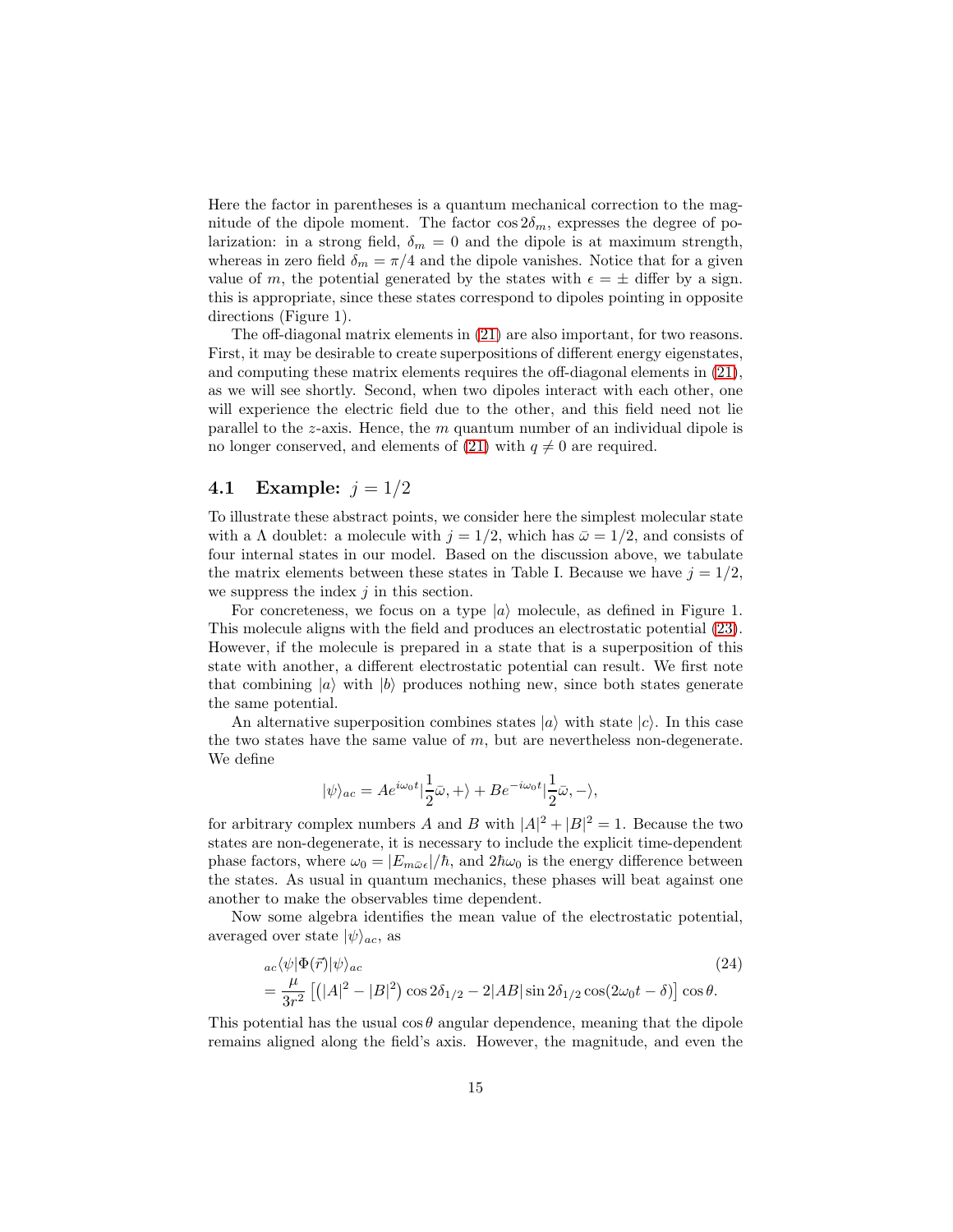Here the factor in parentheses is a quantum mechanical correction to the magnitude of the dipole moment. The factor $\cos 2\delta_m$, expresses the degree of polarization: in a strong field, $\delta_m = 0$ and the dipole is at maximum strength, whereas in zero field $\delta_m = \pi/4$ and the dipole vanishes. Notice that for a given value of $m$, the potential generated by the states with $\epsilon = \pm$ differ by a sign. this is appropriate, since these states correspond to dipoles pointing in opposite directions (Figure 1).

The off-diagonal matrix elements in (21) are also important, for two reasons. First, it may be desirable to create superpositions of different energy eigenstates, and computing these matrix elements requires the off-diagonal elements in (21), as we will see shortly. Second, when two dipoles interact with each other, one will experience the electric field due to the other, and this field need not lie parallel to the $z$-axis. Hence, the $m$ quantum number of an individual dipole is no longer conserved, and elements of (21) with $q \neq 0$ are required.

## 4.1 Example: $j = 1/2$

To illustrate these abstract points, we consider here the simplest molecular state with a $\Lambda$ doublet: a molecule with $j = 1/2$, which has $\bar{\omega} = 1/2$, and consists of four internal states in our model. Based on the discussion above, we tabulate the matrix elements between these states in Table I. Because we have $j = 1/2$, we suppress the index $j$ in this section.

For concreteness, we focus on a type $|a\rangle$ molecule, as defined in Figure 1. This molecule aligns with the field and produces an electrostatic potential (23). However, if the molecule is prepared in a state that is a superposition of this state with another, a different electrostatic potential can result. We first note that combining $|a\rangle$ with $|b\rangle$ produces nothing new, since both states generate the same potential.

An alternative superposition combines states $|a\rangle$ with state $|c\rangle$. In this case the two states have the same value of $m$, but are nevertheless non-degenerate. We define

$$|\psi\rangle_{ac} = A e^{i\omega_0 t} |\frac{1}{2}\bar{\omega}, +\rangle + B e^{-i\omega_0 t} |\frac{1}{2}\bar{\omega}, -\rangle,$$

for arbitrary complex numbers $A$ and $B$ with $|A|^2 + |B|^2 = 1$. Because the two states are non-degenerate, it is necessary to include the explicit time-dependent phase factors, where $\omega_0 = |E_{m\bar{\omega}\epsilon}|/\hbar$, and $2\hbar\omega_0$ is the energy difference between the states. As usual in quantum mechanics, these phases will beat against one another to make the observables time dependent.

Now some algebra identifies the mean value of the electrostatic potential, averaged over state $|\psi\rangle_{ac}$, as

$$\begin{aligned} &{}_{ac}\langle\psi|\Phi(\vec{r})|\psi\rangle_{ac} \qquad (24)\\ &= \frac{\mu}{3r^2}\left[\left(|A|^2 - |B|^2\right)\cos 2\delta_{1/2} - 2|AB|\sin 2\delta_{1/2}\cos(2\omega_0 t - \delta)\right]\cos\theta. \end{aligned}$$

This potential has the usual $\cos\theta$ angular dependence, meaning that the dipole remains aligned along the field's axis. However, the magnitude, and even the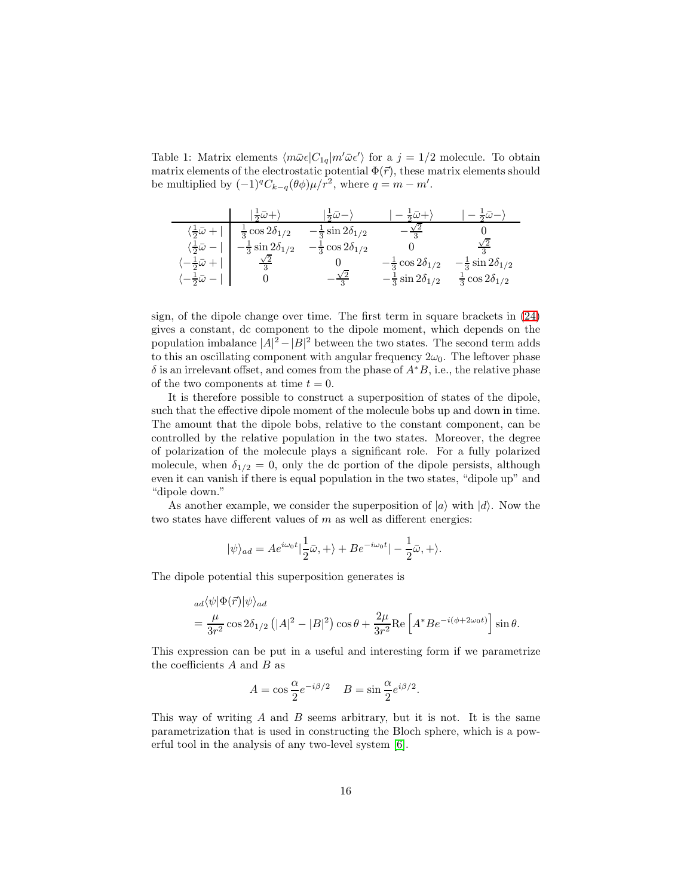Table 1: Matrix elements $\langle m\bar{\omega}\epsilon|C_{1q}|m'\bar{\omega}\epsilon'\rangle$ for a $j = 1/2$ molecule. To obtain matrix elements of the electrostatic potential $\Phi(\vec{r})$, these matrix elements should be multiplied by $(-1)^q C_{k-q}(\theta\phi)\mu/r^2$, where $q = m - m'$.

| | $\lvert\frac{1}{2}\bar{\omega}+\rangle$ | $\lvert\frac{1}{2}\bar{\omega}-\rangle$ | $\lvert-\frac{1}{2}\bar{\omega}+\rangle$ | $\lvert-\frac{1}{2}\bar{\omega}-\rangle$ |
|---|---|---|---|---|
| $\langle\frac{1}{2}\bar{\omega}+\rvert$ | $\frac{1}{3}\cos 2\delta_{1/2}$ | $-\frac{1}{3}\sin 2\delta_{1/2}$ | $-\frac{\sqrt{2}}{3}$ | $0$ |
| $\langle\frac{1}{2}\bar{\omega}-\rvert$ | $-\frac{1}{3}\sin 2\delta_{1/2}$ | $-\frac{1}{3}\cos 2\delta_{1/2}$ | $0$ | $\frac{\sqrt{2}}{3}$ |
| $\langle-\frac{1}{2}\bar{\omega}+\rvert$ | $\frac{\sqrt{2}}{3}$ | $0$ | $-\frac{1}{3}\cos 2\delta_{1/2}$ | $-\frac{1}{3}\sin 2\delta_{1/2}$ |
| $\langle-\frac{1}{2}\bar{\omega}-\rvert$ | $0$ | $-\frac{\sqrt{2}}{3}$ | $-\frac{1}{3}\sin 2\delta_{1/2}$ | $\frac{1}{3}\cos 2\delta_{1/2}$ |

sign, of the dipole change over time. The first term in square brackets in (24) gives a constant, dc component to the dipole moment, which depends on the population imbalance $|A|^2 - |B|^2$ between the two states. The second term adds to this an oscillating component with angular frequency $2\omega_0$. The leftover phase $\delta$ is an irrelevant offset, and comes from the phase of $A^*B$, i.e., the relative phase of the two components at time $t = 0$.

It is therefore possible to construct a superposition of states of the dipole, such that the effective dipole moment of the molecule bobs up and down in time. The amount that the dipole bobs, relative to the constant component, can be controlled by the relative population in the two states. Moreover, the degree of polarization of the molecule plays a significant role. For a fully polarized molecule, when $\delta_{1/2} = 0$, only the dc portion of the dipole persists, although even it can vanish if there is equal population in the two states, "dipole up" and "dipole down."

As another example, we consider the superposition of $|a\rangle$ with $|d\rangle$. Now the two states have different values of $m$ as well as different energies:

$$|\psi\rangle_{ad} = Ae^{i\omega_0 t}|\frac{1}{2}\bar{\omega}, +\rangle + Be^{-i\omega_0 t}|-\frac{1}{2}\bar{\omega}, +\rangle.$$

The dipole potential this superposition generates is

$$\begin{aligned}
&{}_{ad}\langle\psi|\Phi(\vec{r})|\psi\rangle_{ad} \\
&= \frac{\mu}{3r^2}\cos 2\delta_{1/2}\left(|A|^2 - |B|^2\right)\cos\theta + \frac{2\mu}{3r^2}\mathrm{Re}\left[A^*Be^{-i(\phi+2\omega_0 t)}\right]\sin\theta.
\end{aligned}$$

This expression can be put in a useful and interesting form if we parametrize the coefficients $A$ and $B$ as

$$A = \cos\frac{\alpha}{2}e^{-i\beta/2} \quad B = \sin\frac{\alpha}{2}e^{i\beta/2}.$$

This way of writing $A$ and $B$ seems arbitrary, but it is not. It is the same parametrization that is used in constructing the Bloch sphere, which is a powerful tool in the analysis of any two-level system [6].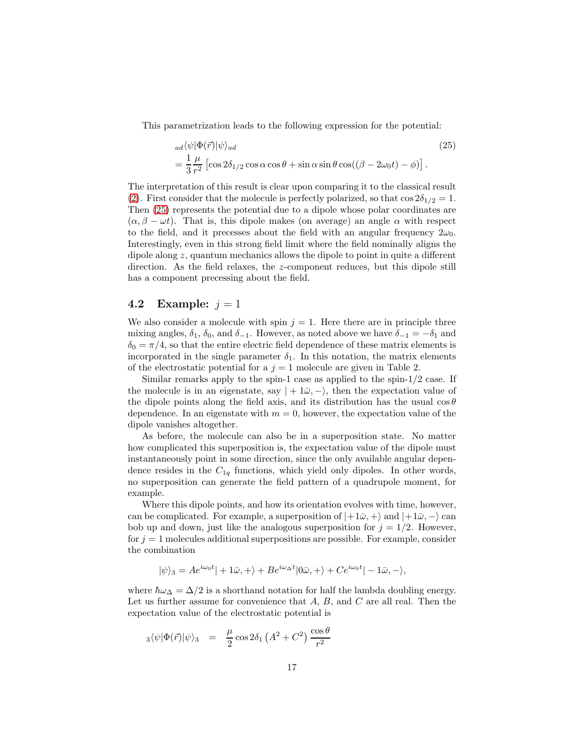This parametrization leads to the following expression for the potential:

$$
\begin{aligned}
&{}_{ad}\langle\psi|\Phi(\vec{r})|\psi\rangle_{ad} \qquad\qquad (25)\\
&= \frac{1}{3}\frac{\mu}{r^2}\left[\cos 2\delta_{1/2}\cos\alpha\cos\theta + \sin\alpha\sin\theta\cos((\beta - 2\omega_0 t) - \phi)\right].
\end{aligned}
$$

The interpretation of this result is clear upon comparing it to the classical result (2). First consider that the molecule is perfectly polarized, so that $\cos 2\delta_{1/2} = 1$. Then (25) represents the potential due to a dipole whose polar coordinates are $(\alpha, \beta - \omega t)$. That is, this dipole makes (on average) an angle $\alpha$ with respect to the field, and it precesses about the field with an angular frequency $2\omega_0$. Interestingly, even in this strong field limit where the field nominally aligns the dipole along $z$, quantum mechanics allows the dipole to point in quite a different direction. As the field relaxes, the $z$-component reduces, but this dipole still has a component precessing about the field.

### 4.2 Example: $j = 1$

We also consider a molecule with spin $j = 1$. Here there are in principle three mixing angles, $\delta_1$, $\delta_0$, and $\delta_{-1}$. However, as noted above we have $\delta_{-1} = -\delta_1$ and $\delta_0 = \pi/4$, so that the entire electric field dependence of these matrix elements is incorporated in the single parameter $\delta_1$. In this notation, the matrix elements of the electrostatic potential for a $j = 1$ molecule are given in Table 2.

Similar remarks apply to the spin-1 case as applied to the spin-1/2 case. If the molecule is in an eigenstate, say $|+1\bar{\omega}, -\rangle$, then the expectation value of the dipole points along the field axis, and its distribution has the usual $\cos\theta$ dependence. In an eigenstate with $m = 0$, however, the expectation value of the dipole vanishes altogether.

As before, the molecule can also be in a superposition state. No matter how complicated this superposition is, the expectation value of the dipole must instantaneously point in some direction, since the only available angular dependence resides in the $C_{1q}$ functions, which yield only dipoles. In other words, no superposition can generate the field pattern of a quadrupole moment, for example.

Where this dipole points, and how its orientation evolves with time, however, can be complicated. For example, a superposition of $|+1\bar{\omega}, +\rangle$ and $|+1\bar{\omega}, -\rangle$ can bob up and down, just like the analogous superposition for $j = 1/2$. However, for $j = 1$ molecules additional superpositions are possible. For example, consider the combination

$$
|\psi\rangle_3 = Ae^{i\omega_0 t}|+1\bar{\omega}, +\rangle + Be^{i\omega_\Delta t}|0\bar{\omega}, +\rangle + Ce^{i\omega_0 t}|-1\bar{\omega}, -\rangle,
$$

where $\hbar\omega_\Delta = \Delta/2$ is a shorthand notation for half the lambda doubling energy. Let us further assume for convenience that $A$, $B$, and $C$ are all real. Then the expectation value of the electrostatic potential is

$$
{}_3\langle\psi|\Phi(\vec{r})|\psi\rangle_3 \;=\; \frac{\mu}{2}\cos 2\delta_1\left(A^2 + C^2\right)\frac{\cos\theta}{r^2}
$$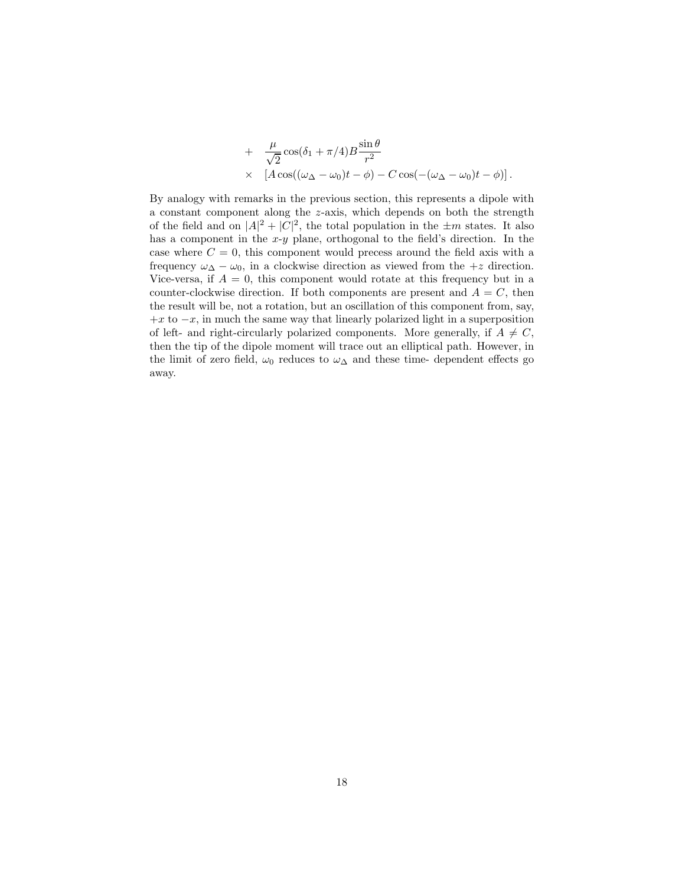$$
\begin{aligned}
+ & \quad \frac{\mu}{\sqrt{2}} \cos(\delta_1 + \pi/4) B \frac{\sin\theta}{r^2} \\
\times & \quad \left[ A\cos((\omega_\Delta - \omega_0)t - \phi) - C\cos(-(\omega_\Delta - \omega_0)t - \phi) \right].
\end{aligned}
$$

By analogy with remarks in the previous section, this represents a dipole with a constant component along the $z$-axis, which depends on both the strength of the field and on $|A|^2 + |C|^2$, the total population in the $\pm m$ states. It also has a component in the $x$-$y$ plane, orthogonal to the field's direction. In the case where $C = 0$, this component would precess around the field axis with a frequency $\omega_\Delta - \omega_0$, in a clockwise direction as viewed from the $+z$ direction. Vice-versa, if $A = 0$, this component would rotate at this frequency but in a counter-clockwise direction. If both components are present and $A = C$, then the result will be, not a rotation, but an oscillation of this component from, say, $+x$ to $-x$, in much the same way that linearly polarized light in a superposition of left- and right-circularly polarized components. More generally, if $A \neq C$, then the tip of the dipole moment will trace out an elliptical path. However, in the limit of zero field, $\omega_0$ reduces to $\omega_\Delta$ and these time- dependent effects go away.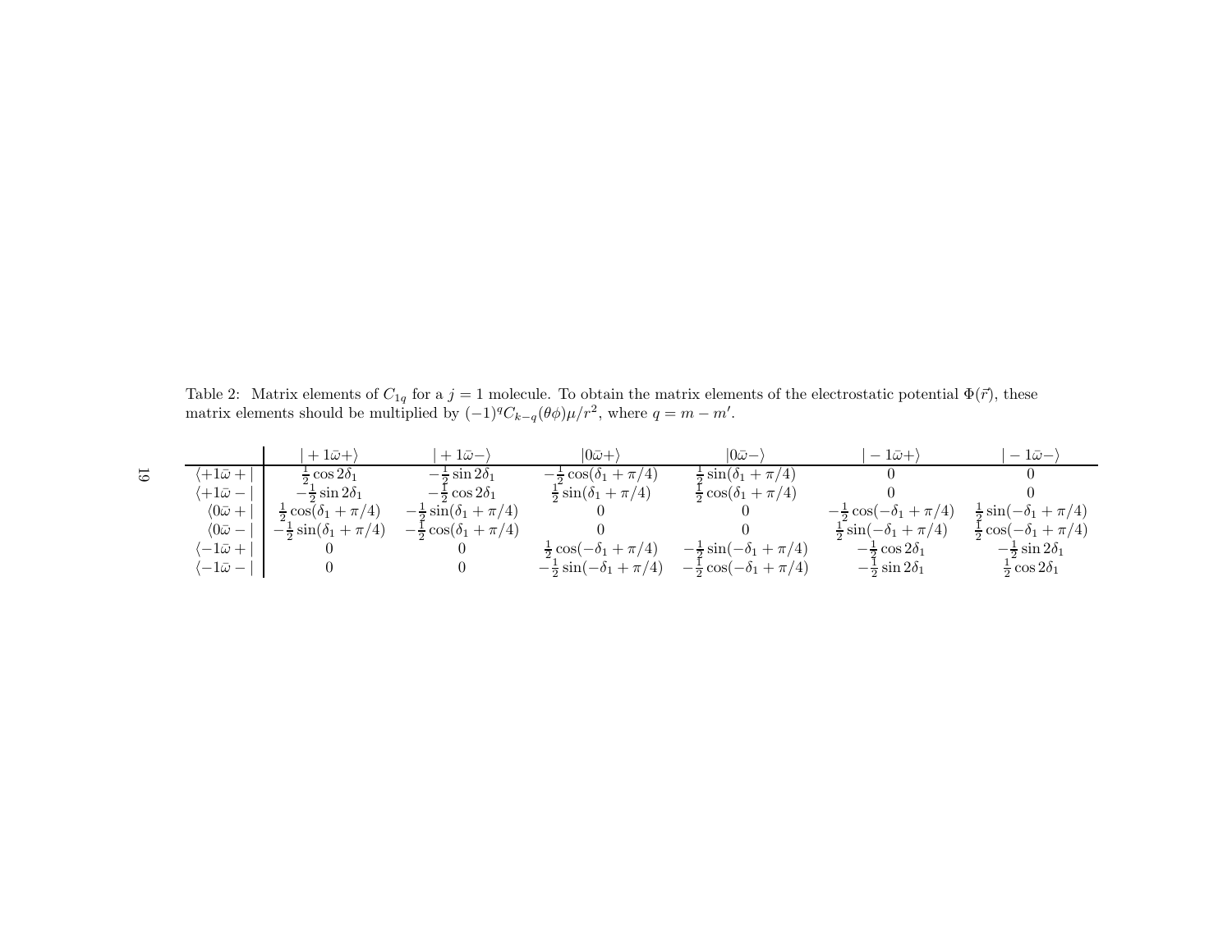Table 2: Matrix elements of $C_{1q}$ for a $j = 1$ molecule. To obtain the matrix elements of the electrostatic potential $\Phi(\vec{r})$, these matrix elements should be multiplied by $(-1)^q C_{k-q}(\theta\phi)\mu/r^2$, where $q = m - m'$.

| | $\|+1\bar{\omega}+\rangle$ | $\|+1\bar{\omega}-\rangle$ | $\|0\bar{\omega}+\rangle$ | $\|0\bar{\omega}-\rangle$ | $\|-1\bar{\omega}+\rangle$ | $\|-1\bar{\omega}-\rangle$ |
|---|---|---|---|---|---|---|
| $\langle+1\bar{\omega}+\|$ | $\frac{1}{2}\cos 2\delta_1$ | $-\frac{1}{2}\sin 2\delta_1$ | $-\frac{1}{2}\cos(\delta_1+\pi/4)$ | $\frac{1}{2}\sin(\delta_1+\pi/4)$ | $0$ | $0$ |
| $\langle+1\bar{\omega}-\|$ | $-\frac{1}{2}\sin 2\delta_1$ | $-\frac{1}{2}\cos 2\delta_1$ | $\frac{1}{2}\sin(\delta_1+\pi/4)$ | $\frac{1}{2}\cos(\delta_1+\pi/4)$ | $0$ | $0$ |
| $\langle 0\bar{\omega}+\|$ | $\frac{1}{2}\cos(\delta_1+\pi/4)$ | $-\frac{1}{2}\sin(\delta_1+\pi/4)$ | $0$ | $0$ | $-\frac{1}{2}\cos(-\delta_1+\pi/4)$ | $\frac{1}{2}\sin(-\delta_1+\pi/4)$ |
| $\langle 0\bar{\omega}-\|$ | $-\frac{1}{2}\sin(\delta_1+\pi/4)$ | $-\frac{1}{2}\cos(\delta_1+\pi/4)$ | $0$ | $0$ | $\frac{1}{2}\sin(-\delta_1+\pi/4)$ | $\frac{1}{2}\cos(-\delta_1+\pi/4)$ |
| $\langle-1\bar{\omega}+\|$ | $0$ | $0$ | $\frac{1}{2}\cos(-\delta_1+\pi/4)$ | $-\frac{1}{2}\sin(-\delta_1+\pi/4)$ | $-\frac{1}{2}\cos 2\delta_1$ | $-\frac{1}{2}\sin 2\delta_1$ |
| $\langle-1\bar{\omega}-\|$ | $0$ | $0$ | $-\frac{1}{2}\sin(-\delta_1+\pi/4)$ | $-\frac{1}{2}\cos(-\delta_1+\pi/4)$ | $-\frac{1}{2}\sin 2\delta_1$ | $\frac{1}{2}\cos 2\delta_1$ |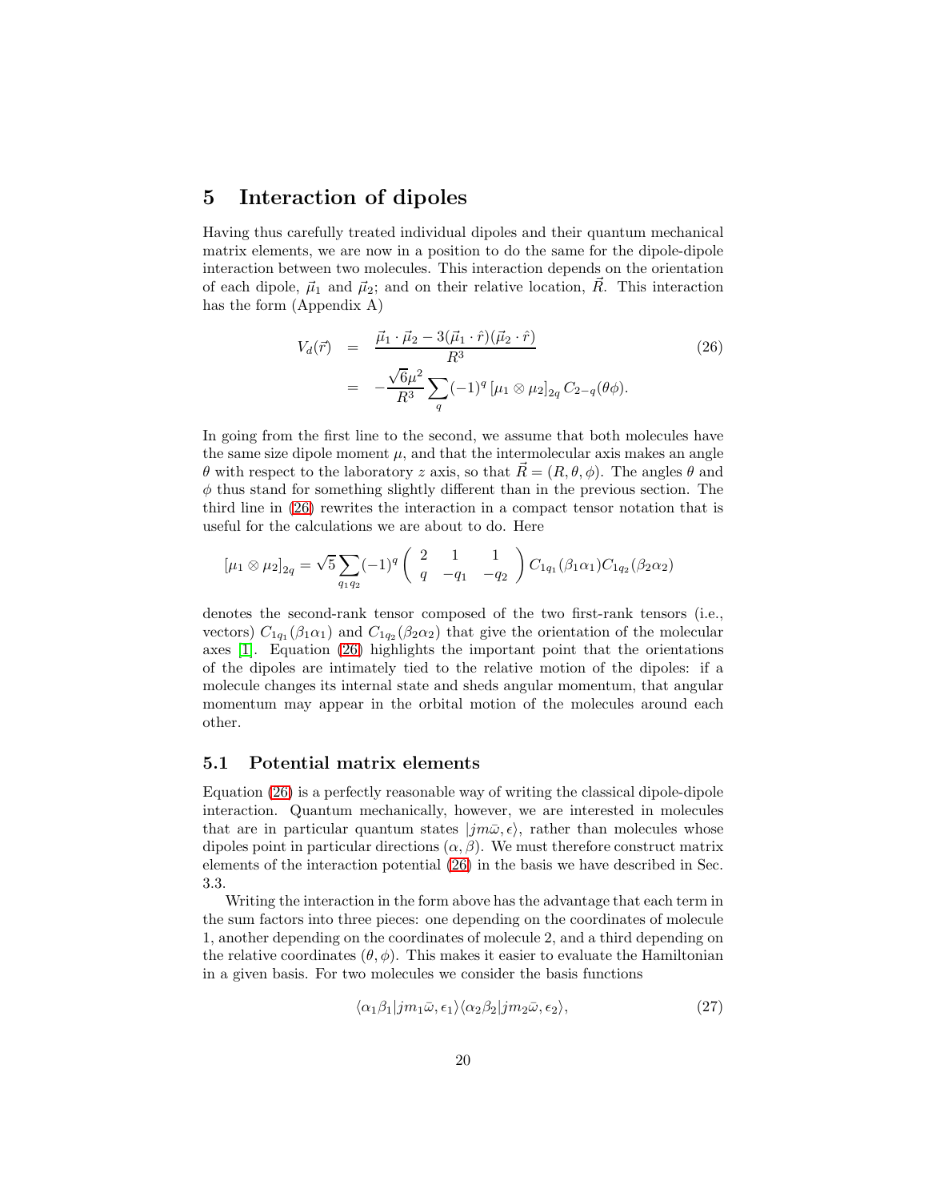## 5 Interaction of dipoles

Having thus carefully treated individual dipoles and their quantum mechanical matrix elements, we are now in a position to do the same for the dipole-dipole interaction between two molecules. This interaction depends on the orientation of each dipole, $\vec{\mu}_1$ and $\vec{\mu}_2$; and on their relative location, $\vec{R}$. This interaction has the form (Appendix A)

$$
\begin{aligned}
V_d(\vec{r}) &= \frac{\vec{\mu}_1 \cdot \vec{\mu}_2 - 3(\vec{\mu}_1 \cdot \hat{r})(\vec{\mu}_2 \cdot \hat{r})}{R^3} \\
&= -\frac{\sqrt{6}\mu^2}{R^3} \sum_q (-1)^q \left[\mu_1 \otimes \mu_2\right]_{2q} C_{2-q}(\theta\phi).
\end{aligned} \tag{26}
$$

In going from the first line to the second, we assume that both molecules have the same size dipole moment $\mu$, and that the intermolecular axis makes an angle $\theta$ with respect to the laboratory $z$ axis, so that $\vec{R} = (R, \theta, \phi)$. The angles $\theta$ and $\phi$ thus stand for something slightly different than in the previous section. The third line in (26) rewrites the interaction in a compact tensor notation that is useful for the calculations we are about to do. Here

$$
\left[\mu_1 \otimes \mu_2\right]_{2q} = \sqrt{5} \sum_{q_1 q_2} (-1)^q \begin{pmatrix} 2 & 1 & 1 \\ q & -q_1 & -q_2 \end{pmatrix} C_{1q_1}(\beta_1\alpha_1) C_{1q_2}(\beta_2\alpha_2)
$$

denotes the second-rank tensor composed of the two first-rank tensors (i.e., vectors) $C_{1q_1}(\beta_1\alpha_1)$ and $C_{1q_2}(\beta_2\alpha_2)$ that give the orientation of the molecular axes [1]. Equation (26) highlights the important point that the orientations of the dipoles are intimately tied to the relative motion of the dipoles: if a molecule changes its internal state and sheds angular momentum, that angular momentum may appear in the orbital motion of the molecules around each other.

### 5.1 Potential matrix elements

Equation (26) is a perfectly reasonable way of writing the classical dipole-dipole interaction. Quantum mechanically, however, we are interested in molecules that are in particular quantum states $|jm\bar{\omega}, \epsilon\rangle$, rather than molecules whose dipoles point in particular directions $(\alpha, \beta)$. We must therefore construct matrix elements of the interaction potential (26) in the basis we have described in Sec. 3.3.

Writing the interaction in the form above has the advantage that each term in the sum factors into three pieces: one depending on the coordinates of molecule 1, another depending on the coordinates of molecule 2, and a third depending on the relative coordinates $(\theta, \phi)$. This makes it easier to evaluate the Hamiltonian in a given basis. For two molecules we consider the basis functions

$$
\langle \alpha_1\beta_1 | jm_1\bar{\omega}, \epsilon_1\rangle \langle \alpha_2\beta_2 | jm_2\bar{\omega}, \epsilon_2\rangle, \tag{27}
$$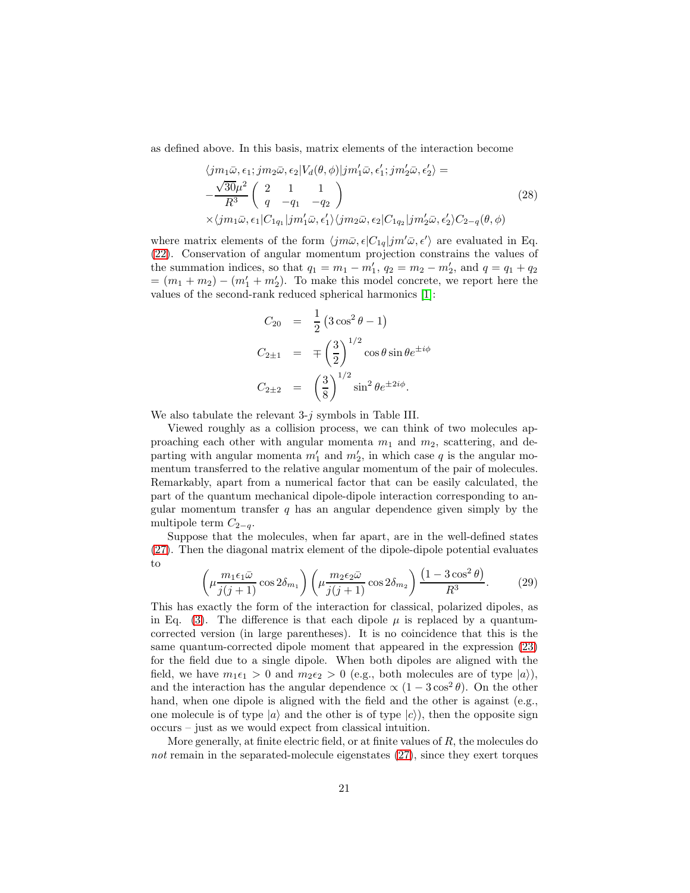as defined above. In this basis, matrix elements of the interaction become

$$
\begin{aligned}
&\langle jm_1\bar{\omega}, \epsilon_1; jm_2\bar{\omega}, \epsilon_2 | V_d(\theta,\phi) | jm_1'\bar{\omega}, \epsilon_1'; jm_2'\bar{\omega}, \epsilon_2' \rangle = \\
&-\frac{\sqrt{30}\mu^2}{R^3} \begin{pmatrix} 2 & 1 & 1 \\ q & -q_1 & -q_2 \end{pmatrix} \\
&\times \langle jm_1\bar{\omega}, \epsilon_1 | C_{1q_1} | jm_1'\bar{\omega}, \epsilon_1' \rangle \langle jm_2\bar{\omega}, \epsilon_2 | C_{1q_2} | jm_2'\bar{\omega}, \epsilon_2' \rangle C_{2-q}(\theta,\phi)
\end{aligned}
\tag{28}
$$

where matrix elements of the form $\langle jm\bar{\omega}, \epsilon | C_{1q} | jm'\bar{\omega}, \epsilon' \rangle$ are evaluated in Eq. (22). Conservation of angular momentum projection constrains the values of the summation indices, so that $q_1 = m_1 - m_1'$, $q_2 = m_2 - m_2'$, and $q = q_1 + q_2$ $= (m_1 + m_2) - (m_1' + m_2')$. To make this model concrete, we report here the values of the second-rank reduced spherical harmonics [1]:

$$
\begin{aligned}
C_{20} &= \frac{1}{2}\left(3\cos^2\theta - 1\right) \\
C_{2\pm1} &= \mp\left(\frac{3}{2}\right)^{1/2} \cos\theta \sin\theta e^{\pm i\phi} \\
C_{2\pm2} &= \left(\frac{3}{8}\right)^{1/2} \sin^2\theta e^{\pm 2i\phi}.
\end{aligned}
$$

We also tabulate the relevant 3-$j$ symbols in Table III.

Viewed roughly as a collision process, we can think of two molecules approaching each other with angular momenta $m_1$ and $m_2$, scattering, and departing with angular momenta $m_1'$ and $m_2'$, in which case $q$ is the angular momentum transferred to the relative angular momentum of the pair of molecules. Remarkably, apart from a numerical factor that can be easily calculated, the part of the quantum mechanical dipole-dipole interaction corresponding to angular momentum transfer $q$ has an angular dependence given simply by the multipole term $C_{2-q}$.

Suppose that the molecules, when far apart, are in the well-defined states (27). Then the diagonal matrix element of the dipole-dipole potential evaluates to

$$
\left(\mu \frac{m_1\epsilon_1\bar{\omega}}{j(j+1)} \cos 2\delta_{m_1}\right) \left(\mu \frac{m_2\epsilon_2\bar{\omega}}{j(j+1)} \cos 2\delta_{m_2}\right) \frac{\left(1 - 3\cos^2\theta\right)}{R^3}. \tag{29}
$$

This has exactly the form of the interaction for classical, polarized dipoles, as in Eq. (3). The difference is that each dipole $\mu$ is replaced by a quantum-corrected version (in large parentheses). It is no coincidence that this is the same quantum-corrected dipole moment that appeared in the expression (23) for the field due to a single dipole. When both dipoles are aligned with the field, we have $m_1\epsilon_1 > 0$ and $m_2\epsilon_2 > 0$ (e.g., both molecules are of type $|a\rangle$), and the interaction has the angular dependence $\propto (1 - 3\cos^2\theta)$. On the other hand, when one dipole is aligned with the field and the other is against (e.g., one molecule is of type $|a\rangle$ and the other is of type $|c\rangle$), then the opposite sign occurs – just as we would expect from classical intuition.

More generally, at finite electric field, or at finite values of $R$, the molecules do *not* remain in the separated-molecule eigenstates (27), since they exert torques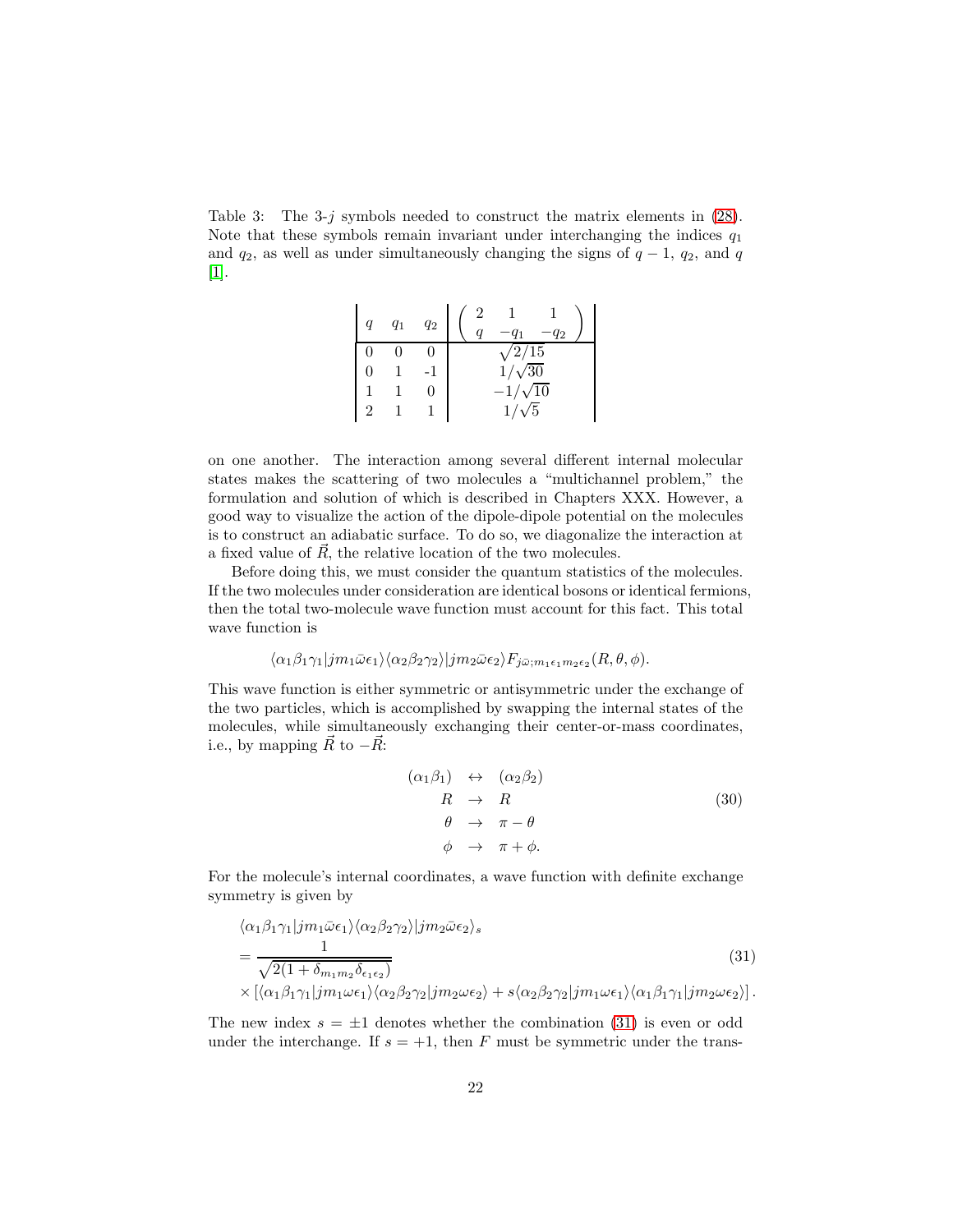Table 3: The 3-$j$ symbols needed to construct the matrix elements in (28). Note that these symbols remain invariant under interchanging the indices $q_1$ and $q_2$, as well as under simultaneously changing the signs of $q-1$, $q_2$, and $q$ [1].

| $q$ | $q_1$ | $q_2$ | $\begin{pmatrix} 2 & 1 & 1 \\ q & -q_1 & -q_2 \end{pmatrix}$ |
|---|---|---|---|
| 0 | 0 | 0 | $\sqrt{2/15}$ |
| 0 | 1 | -1 | $1/\sqrt{30}$ |
| 1 | 1 | 0 | $-1/\sqrt{10}$ |
| 2 | 1 | 1 | $1/\sqrt{5}$ |

on one another. The interaction among several different internal molecular states makes the scattering of two molecules a "multichannel problem," the formulation and solution of which is described in Chapters XXX. However, a good way to visualize the action of the dipole-dipole potential on the molecules is to construct an adiabatic surface. To do so, we diagonalize the interaction at a fixed value of $\vec{R}$, the relative location of the two molecules.

Before doing this, we must consider the quantum statistics of the molecules. If the two molecules under consideration are identical bosons or identical fermions, then the total two-molecule wave function must account for this fact. This total wave function is

$$\langle \alpha_1 \beta_1 \gamma_1 | j m_1 \bar{\omega} \epsilon_1 \rangle \langle \alpha_2 \beta_2 \gamma_2 \rangle | j m_2 \bar{\omega} \epsilon_2 \rangle F_{j\bar{\omega}; m_1 \epsilon_1 m_2 \epsilon_2}(R, \theta, \phi).$$

This wave function is either symmetric or antisymmetric under the exchange of the two particles, which is accomplished by swapping the internal states of the molecules, while simultaneously exchanging their center-or-mass coordinates, i.e., by mapping $\vec{R}$ to $-\vec{R}$:

$$\begin{array}{rcl} (\alpha_1 \beta_1) & \leftrightarrow & (\alpha_2 \beta_2) \\ R & \rightarrow & R \\ \theta & \rightarrow & \pi - \theta \\ \phi & \rightarrow & \pi + \phi. \end{array} \tag{30}$$

For the molecule's internal coordinates, a wave function with definite exchange symmetry is given by

$$\begin{aligned} &\langle \alpha_1 \beta_1 \gamma_1 | j m_1 \bar{\omega} \epsilon_1 \rangle \langle \alpha_2 \beta_2 \gamma_2 \rangle | j m_2 \bar{\omega} \epsilon_2 \rangle_s \\ &= \frac{1}{\sqrt{2(1 + \delta_{m_1 m_2} \delta_{\epsilon_1 \epsilon_2})}} \\ &\times \left[ \langle \alpha_1 \beta_1 \gamma_1 | j m_1 \omega \epsilon_1 \rangle \langle \alpha_2 \beta_2 \gamma_2 | j m_2 \omega \epsilon_2 \rangle + s \langle \alpha_2 \beta_2 \gamma_2 | j m_1 \omega \epsilon_1 \rangle \langle \alpha_1 \beta_1 \gamma_1 | j m_2 \omega \epsilon_2 \rangle \right]. \end{aligned} \tag{31}$$

The new index $s = \pm 1$ denotes whether the combination (31) is even or odd under the interchange. If $s = +1$, then $F$ must be symmetric under the trans-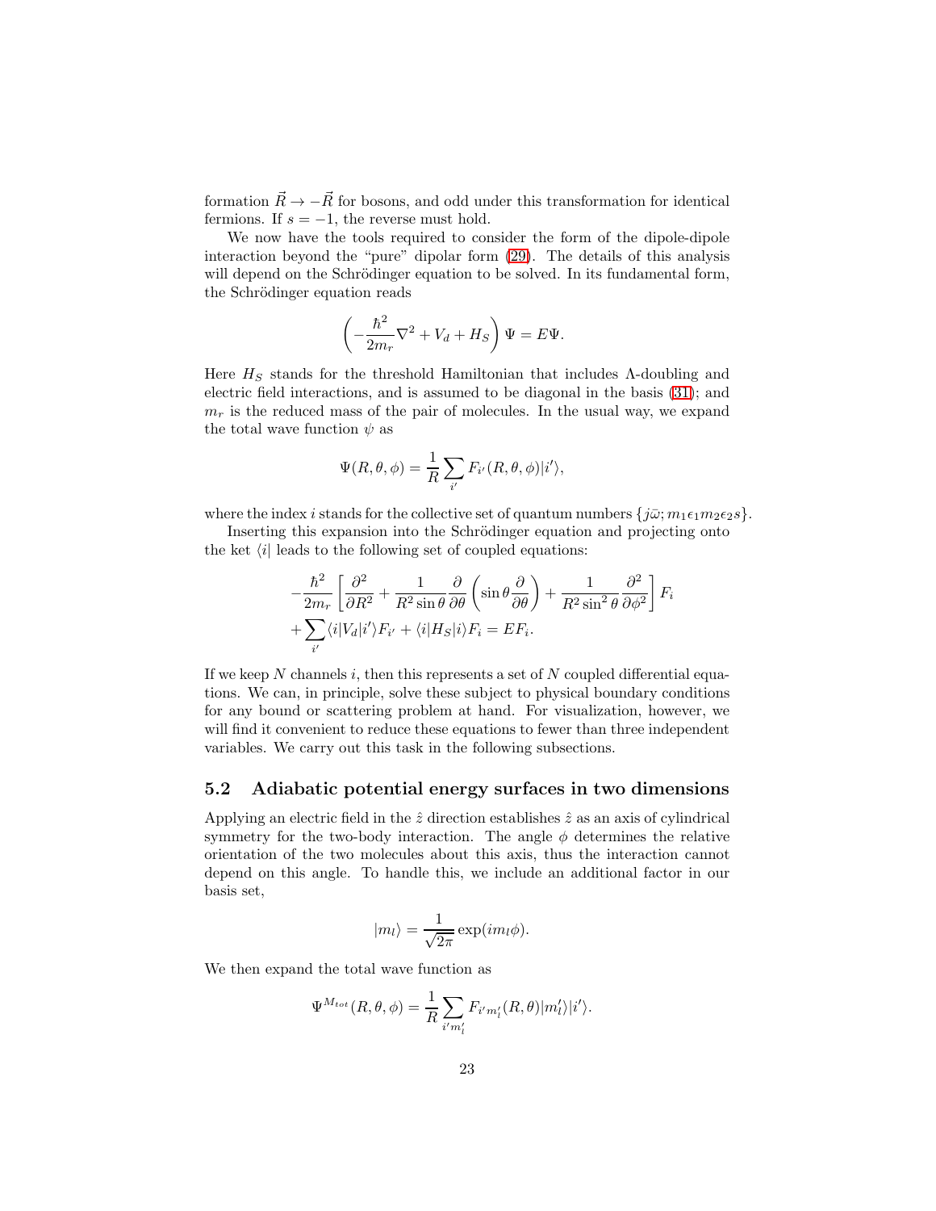formation $\vec{R} \to -\vec{R}$ for bosons, and odd under this transformation for identical fermions. If $s = -1$, the reverse must hold.

We now have the tools required to consider the form of the dipole-dipole interaction beyond the "pure" dipolar form (29). The details of this analysis will depend on the Schrödinger equation to be solved. In its fundamental form, the Schrödinger equation reads

$$\left( -\frac{\hbar^2}{2m_r} \nabla^2 + V_d + H_S \right) \Psi = E \Psi.$$

Here $H_S$ stands for the threshold Hamiltonian that includes $\Lambda$-doubling and electric field interactions, and is assumed to be diagonal in the basis (31); and $m_r$ is the reduced mass of the pair of molecules. In the usual way, we expand the total wave function $\psi$ as

$$\Psi(R, \theta, \phi) = \frac{1}{R} \sum_{i'} F_{i'}(R, \theta, \phi) |i'\rangle,$$

where the index $i$ stands for the collective set of quantum numbers $\{j\bar{\omega}; m_1 \epsilon_1 m_2 \epsilon_2 s\}$.

Inserting this expansion into the Schrödinger equation and projecting onto the ket $\langle i|$ leads to the following set of coupled equations:

$$\begin{aligned}
&-\frac{\hbar^2}{2m_r} \left[ \frac{\partial^2}{\partial R^2} + \frac{1}{R^2 \sin\theta} \frac{\partial}{\partial \theta} \left( \sin\theta \frac{\partial}{\partial \theta} \right) + \frac{1}{R^2 \sin^2\theta} \frac{\partial^2}{\partial \phi^2} \right] F_i \\
&+ \sum_{i'} \langle i|V_d|i'\rangle F_{i'} + \langle i|H_S|i\rangle F_i = E F_i.
\end{aligned}$$

If we keep $N$ channels $i$, then this represents a set of $N$ coupled differential equations. We can, in principle, solve these subject to physical boundary conditions for any bound or scattering problem at hand. For visualization, however, we will find it convenient to reduce these equations to fewer than three independent variables. We carry out this task in the following subsections.

### 5.2 Adiabatic potential energy surfaces in two dimensions

Applying an electric field in the $\hat{z}$ direction establishes $\hat{z}$ as an axis of cylindrical symmetry for the two-body interaction. The angle $\phi$ determines the relative orientation of the two molecules about this axis, thus the interaction cannot depend on this angle. To handle this, we include an additional factor in our basis set,

$$|m_l\rangle = \frac{1}{\sqrt{2\pi}} \exp(i m_l \phi).$$

We then expand the total wave function as

$$\Psi^{M_{tot}}(R, \theta, \phi) = \frac{1}{R} \sum_{i' m_l'} F_{i' m_l'}(R, \theta) |m_l'\rangle |i'\rangle.$$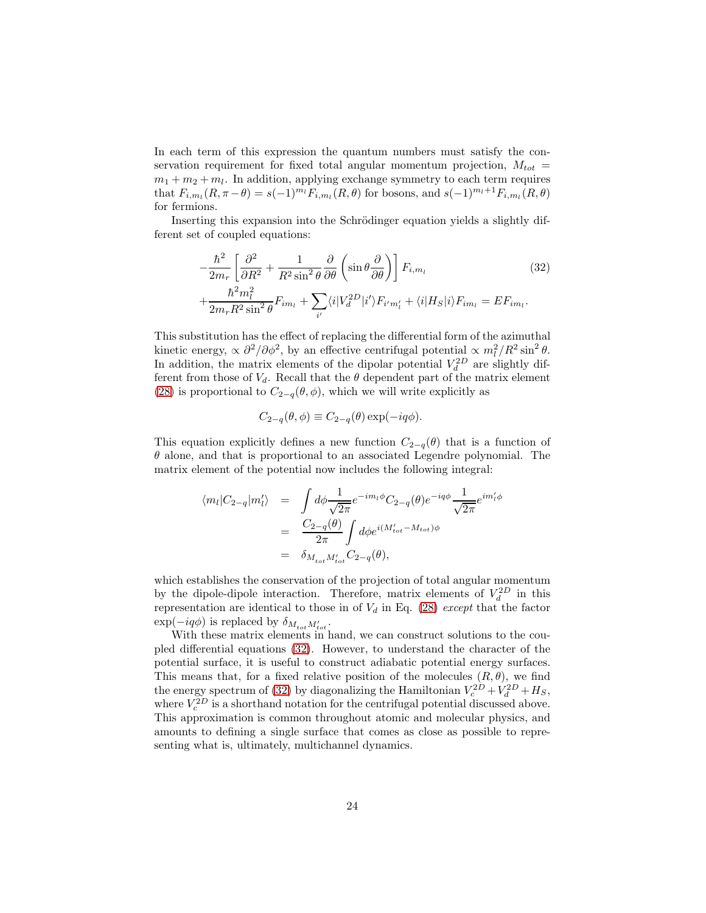In each term of this expression the quantum numbers must satisfy the conservation requirement for fixed total angular momentum projection, $M_{tot} = m_1 + m_2 + m_l$. In addition, applying exchange symmetry to each term requires that $F_{i,m_l}(R, \pi - \theta) = s(-1)^{m_l} F_{i,m_l}(R, \theta)$ for bosons, and $s(-1)^{m_l+1} F_{i,m_l}(R, \theta)$ for fermions.

Inserting this expansion into the Schrödinger equation yields a slightly different set of coupled equations:

$$
\begin{aligned}
&-\frac{\hbar^2}{2m_r}\left[\frac{\partial^2}{\partial R^2} + \frac{1}{R^2 \sin^2\theta}\frac{\partial}{\partial \theta}\left(\sin\theta \frac{\partial}{\partial \theta}\right)\right] F_{i,m_l} \\
&+\frac{\hbar^2 m_l^2}{2m_r R^2 \sin^2\theta} F_{im_l} + \sum_{i'} \langle i | V_d^{2D} | i' \rangle F_{i' m_l'} + \langle i | H_S | i \rangle F_{im_l} = E F_{im_l}.
\end{aligned}
\tag{32}
$$

This substitution has the effect of replacing the differential form of the azimuthal kinetic energy, $\propto \partial^2/\partial\phi^2$, by an effective centrifugal potential $\propto m_l^2/R^2 \sin^2\theta$. In addition, the matrix elements of the dipolar potential $V_d^{2D}$ are slightly different from those of $V_d$. Recall that the $\theta$ dependent part of the matrix element (28) is proportional to $C_{2-q}(\theta, \phi)$, which we will write explicitly as

$$
C_{2-q}(\theta, \phi) \equiv C_{2-q}(\theta) \exp(-iq\phi).
$$

This equation explicitly defines a new function $C_{2-q}(\theta)$ that is a function of $\theta$ alone, and that is proportional to an associated Legendre polynomial. The matrix element of the potential now includes the following integral:

$$
\begin{aligned}
\langle m_l | C_{2-q} | m_l' \rangle &= \int d\phi \frac{1}{\sqrt{2\pi}} e^{-im_l\phi} C_{2-q}(\theta) e^{-iq\phi} \frac{1}{\sqrt{2\pi}} e^{im_l'\phi} \\
&= \frac{C_{2-q}(\theta)}{2\pi} \int d\phi e^{i(M_{tot}' - M_{tot})\phi} \\
&= \delta_{M_{tot} M_{tot}'} C_{2-q}(\theta),
\end{aligned}
$$

which establishes the conservation of the projection of total angular momentum by the dipole-dipole interaction. Therefore, matrix elements of $V_d^{2D}$ in this representation are identical to those in of $V_d$ in Eq. (28) *except* that the factor $\exp(-iq\phi)$ is replaced by $\delta_{M_{tot} M_{tot}'}$.

With these matrix elements in hand, we can construct solutions to the coupled differential equations (32). However, to understand the character of the potential surface, it is useful to construct adiabatic potential energy surfaces. This means that, for a fixed relative position of the molecules $(R, \theta)$, we find the energy spectrum of (32) by diagonalizing the Hamiltonian $V_c^{2D} + V_d^{2D} + H_S$, where $V_c^{2D}$ is a shorthand notation for the centrifugal potential discussed above. This approximation is common throughout atomic and molecular physics, and amounts to defining a single surface that comes as close as possible to representing what is, ultimately, multichannel dynamics.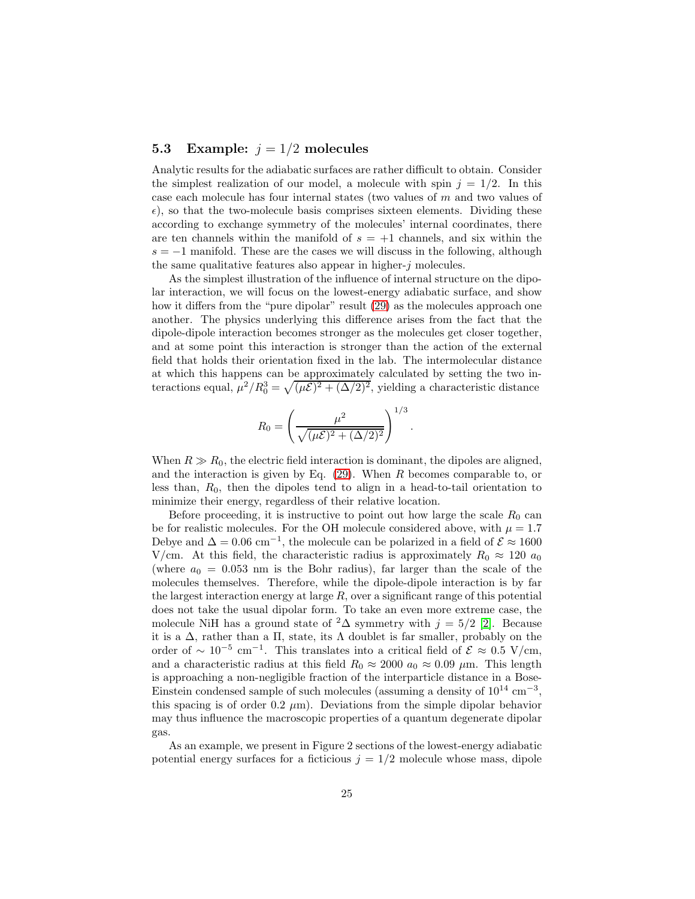### 5.3 Example: $j = 1/2$ molecules

Analytic results for the adiabatic surfaces are rather difficult to obtain. Consider the simplest realization of our model, a molecule with spin $j = 1/2$. In this case each molecule has four internal states (two values of $m$ and two values of $\epsilon$), so that the two-molecule basis comprises sixteen elements. Dividing these according to exchange symmetry of the molecules' internal coordinates, there are ten channels within the manifold of $s = +1$ channels, and six within the $s = -1$ manifold. These are the cases we will discuss in the following, although the same qualitative features also appear in higher-$j$ molecules.

As the simplest illustration of the influence of internal structure on the dipolar interaction, we will focus on the lowest-energy adiabatic surface, and show how it differs from the "pure dipolar" result (29) as the molecules approach one another. The physics underlying this difference arises from the fact that the dipole-dipole interaction becomes stronger as the molecules get closer together, and at some point this interaction is stronger than the action of the external field that holds their orientation fixed in the lab. The intermolecular distance at which this happens can be approximately calculated by setting the two interactions equal, $\mu^2/R_0^3 = \sqrt{(\mu\mathcal{E})^2 + (\Delta/2)^2}$, yielding a characteristic distance

$$R_0 = \left( \frac{\mu^2}{\sqrt{(\mu\mathcal{E})^2 + (\Delta/2)^2}} \right)^{1/3}.$$

When $R \gg R_0$, the electric field interaction is dominant, the dipoles are aligned, and the interaction is given by Eq. (29). When $R$ becomes comparable to, or less than, $R_0$, then the dipoles tend to align in a head-to-tail orientation to minimize their energy, regardless of their relative location.

Before proceeding, it is instructive to point out how large the scale $R_0$ can be for realistic molecules. For the OH molecule considered above, with $\mu = 1.7$ Debye and $\Delta = 0.06$ cm$^{-1}$, the molecule can be polarized in a field of $\mathcal{E} \approx 1600$ V/cm. At this field, the characteristic radius is approximately $R_0 \approx 120\ a_0$ (where $a_0 = 0.053$ nm is the Bohr radius), far larger than the scale of the molecules themselves. Therefore, while the dipole-dipole interaction is by far the largest interaction energy at large $R$, over a significant range of this potential does not take the usual dipolar form. To take an even more extreme case, the molecule NiH has a ground state of $^2\Delta$ symmetry with $j = 5/2$ [2]. Because it is a $\Delta$, rather than a $\Pi$, state, its $\Lambda$ doublet is far smaller, probably on the order of $\sim 10^{-5}$ cm$^{-1}$. This translates into a critical field of $\mathcal{E} \approx 0.5$ V/cm, and a characteristic radius at this field $R_0 \approx 2000\ a_0 \approx 0.09\ \mu$m. This length is approaching a non-negligible fraction of the interparticle distance in a Bose-Einstein condensed sample of such molecules (assuming a density of $10^{14}$ cm$^{-3}$, this spacing is of order 0.2 $\mu$m). Deviations from the simple dipolar behavior may thus influence the macroscopic properties of a quantum degenerate dipolar gas.

As an example, we present in Figure 2 sections of the lowest-energy adiabatic potential energy surfaces for a ficticious $j = 1/2$ molecule whose mass, dipole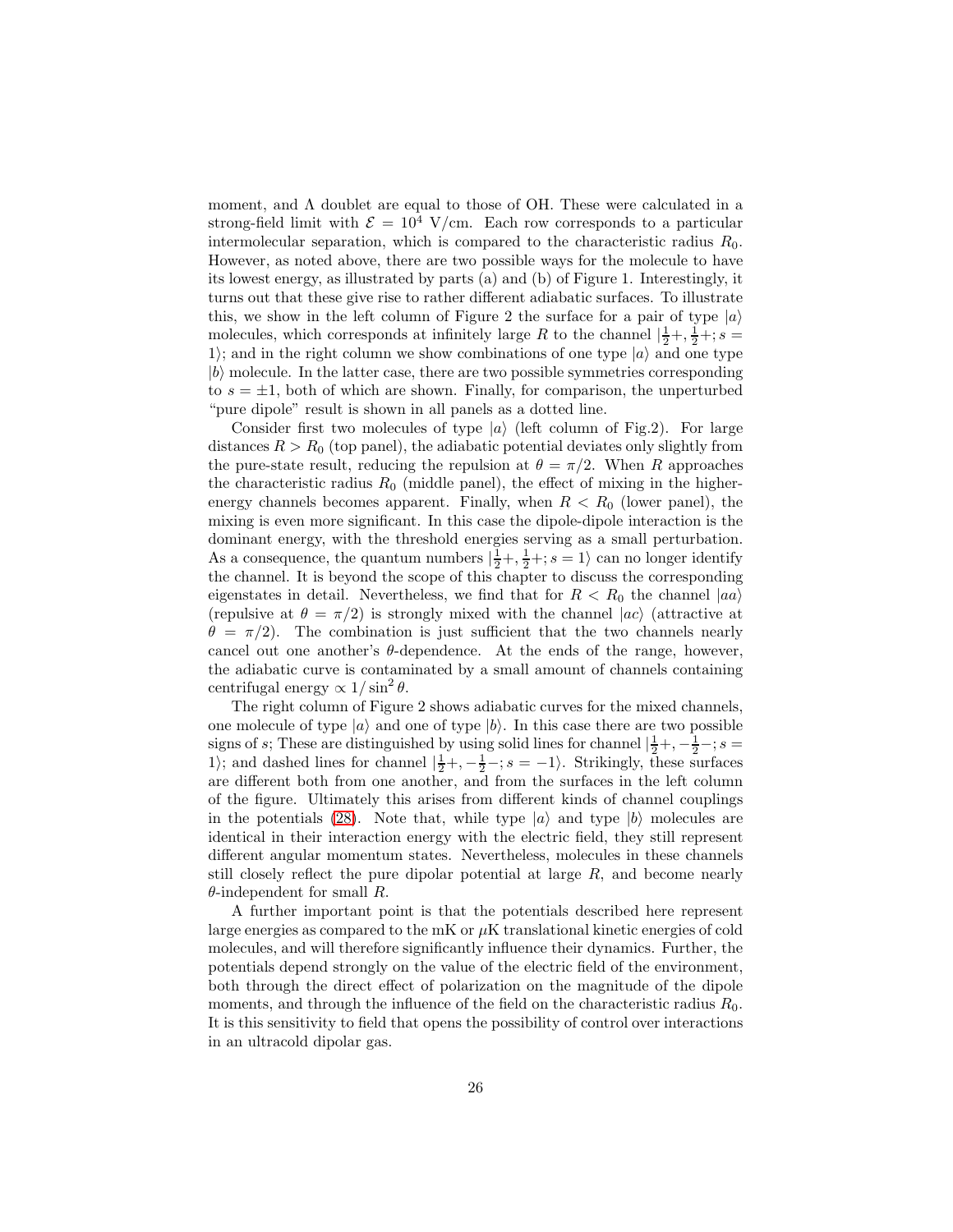moment, and $\Lambda$ doublet are equal to those of OH. These were calculated in a strong-field limit with $\mathcal{E} = 10^4$ V/cm. Each row corresponds to a particular intermolecular separation, which is compared to the characteristic radius $R_0$. However, as noted above, there are two possible ways for the molecule to have its lowest energy, as illustrated by parts (a) and (b) of Figure 1. Interestingly, it turns out that these give rise to rather different adiabatic surfaces. To illustrate this, we show in the left column of Figure 2 the surface for a pair of type $|a\rangle$ molecules, which corresponds at infinitely large $R$ to the channel $|\frac{1}{2}+, \frac{1}{2}+; s = 1\rangle$; and in the right column we show combinations of one type $|a\rangle$ and one type $|b\rangle$ molecule. In the latter case, there are two possible symmetries corresponding to $s = \pm 1$, both of which are shown. Finally, for comparison, the unperturbed "pure dipole" result is shown in all panels as a dotted line.

Consider first two molecules of type $|a\rangle$ (left column of Fig.2). For large distances $R > R_0$ (top panel), the adiabatic potential deviates only slightly from the pure-state result, reducing the repulsion at $\theta = \pi/2$. When $R$ approaches the characteristic radius $R_0$ (middle panel), the effect of mixing in the higher-energy channels becomes apparent. Finally, when $R < R_0$ (lower panel), the mixing is even more significant. In this case the dipole-dipole interaction is the dominant energy, with the threshold energies serving as a small perturbation. As a consequence, the quantum numbers $|\frac{1}{2}+, \frac{1}{2}+; s = 1\rangle$ can no longer identify the channel. It is beyond the scope of this chapter to discuss the corresponding eigenstates in detail. Nevertheless, we find that for $R < R_0$ the channel $|aa\rangle$ (repulsive at $\theta = \pi/2$) is strongly mixed with the channel $|ac\rangle$ (attractive at $\theta = \pi/2$). The combination is just sufficient that the two channels nearly cancel out one another's $\theta$-dependence. At the ends of the range, however, the adiabatic curve is contaminated by a small amount of channels containing centrifugal energy $\propto 1/\sin^2\theta$.

The right column of Figure 2 shows adiabatic curves for the mixed channels, one molecule of type $|a\rangle$ and one of type $|b\rangle$. In this case there are two possible signs of $s$; These are distinguished by using solid lines for channel $|\frac{1}{2}+, -\frac{1}{2}-; s = 1\rangle$; and dashed lines for channel $|\frac{1}{2}+, -\frac{1}{2}-; s = -1\rangle$. Strikingly, these surfaces are different both from one another, and from the surfaces in the left column of the figure. Ultimately this arises from different kinds of channel couplings in the potentials (28). Note that, while type $|a\rangle$ and type $|b\rangle$ molecules are identical in their interaction energy with the electric field, they still represent different angular momentum states. Nevertheless, molecules in these channels still closely reflect the pure dipolar potential at large $R$, and become nearly $\theta$-independent for small $R$.

A further important point is that the potentials described here represent large energies as compared to the mK or $\mu$K translational kinetic energies of cold molecules, and will therefore significantly influence their dynamics. Further, the potentials depend strongly on the value of the electric field of the environment, both through the direct effect of polarization on the magnitude of the dipole moments, and through the influence of the field on the characteristic radius $R_0$. It is this sensitivity to field that opens the possibility of control over interactions in an ultracold dipolar gas.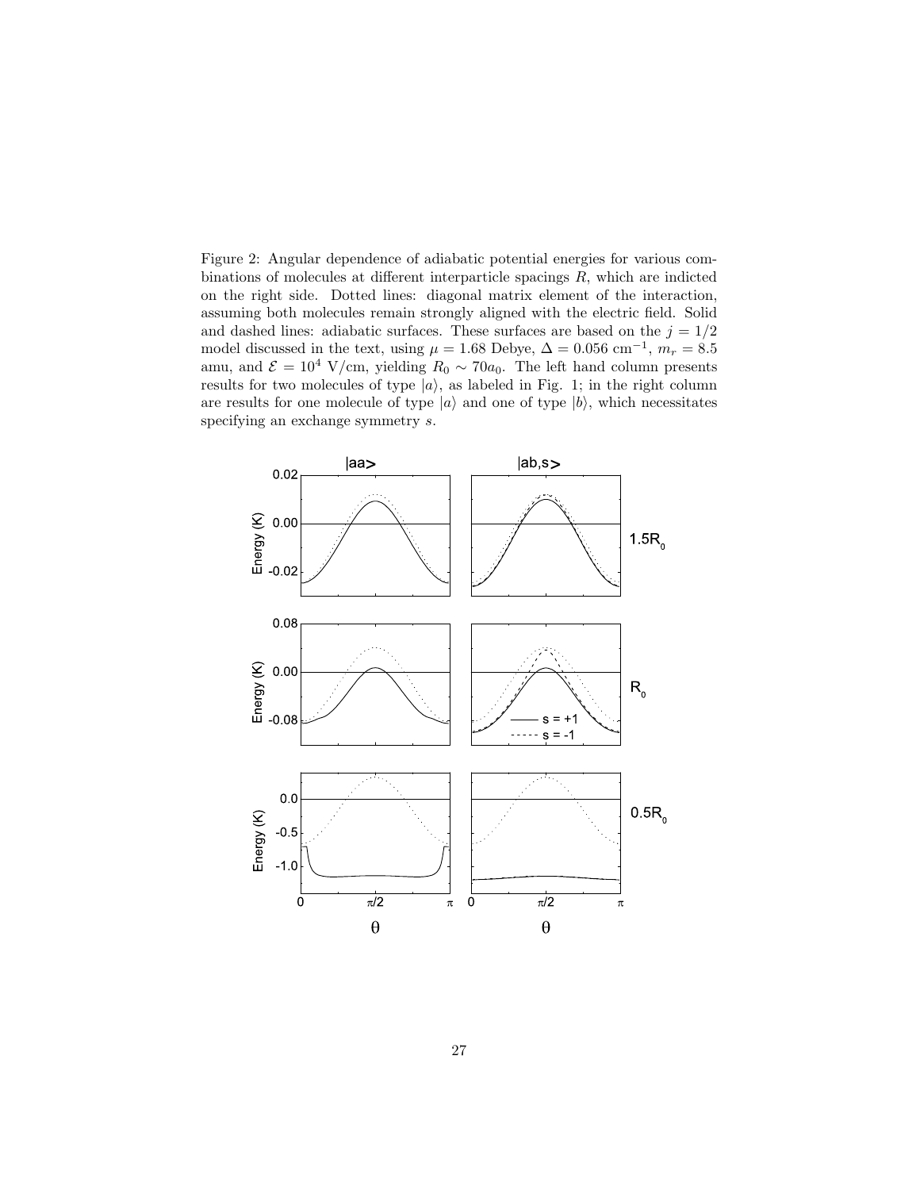Figure 2: Angular dependence of adiabatic potential energies for various combinations of molecules at different interparticle spacings $R$, which are indicted on the right side. Dotted lines: diagonal matrix element of the interaction, assuming both molecules remain strongly aligned with the electric field. Solid and dashed lines: adiabatic surfaces. These surfaces are based on the $j = 1/2$ model discussed in the text, using $\mu = 1.68$ Debye, $\Delta = 0.056$ cm$^{-1}$, $m_r = 8.5$ amu, and $\mathcal{E} = 10^4$ V/cm, yielding $R_0 \sim 70a_0$. The left hand column presents results for two molecules of type $|a\rangle$, as labeled in Fig. 1; in the right column are results for one molecule of type $|a\rangle$ and one of type $|b\rangle$, which necessitates specifying an exchange symmetry $s$.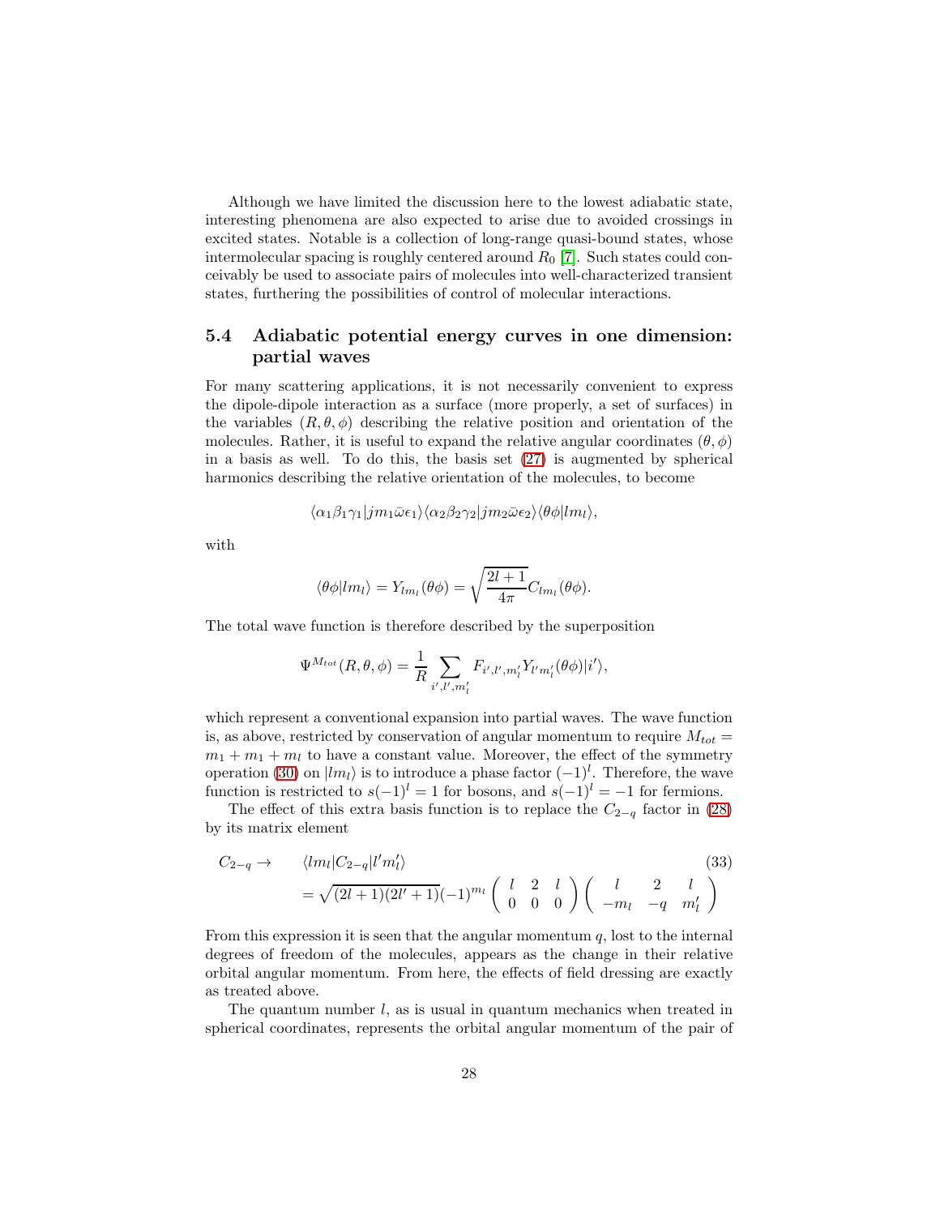Although we have limited the discussion here to the lowest adiabatic state, interesting phenomena are also expected to arise due to avoided crossings in excited states. Notable is a collection of long-range quasi-bound states, whose intermolecular spacing is roughly centered around $R_0$ [7]. Such states could conceivably be used to associate pairs of molecules into well-characterized transient states, furthering the possibilities of control of molecular interactions.

### 5.4 Adiabatic potential energy curves in one dimension: partial waves

For many scattering applications, it is not necessarily convenient to express the dipole-dipole interaction as a surface (more properly, a set of surfaces) in the variables $(R, \theta, \phi)$ describing the relative position and orientation of the molecules. Rather, it is useful to expand the relative angular coordinates $(\theta, \phi)$ in a basis as well. To do this, the basis set (27) is augmented by spherical harmonics describing the relative orientation of the molecules, to become

$$\langle \alpha_1 \beta_1 \gamma_1 | j m_1 \bar{\omega} \epsilon_1 \rangle \langle \alpha_2 \beta_2 \gamma_2 | j m_2 \bar{\omega} \epsilon_2 \rangle \langle \theta \phi | l m_l \rangle,$$

with

$$\langle \theta \phi | l m_l \rangle = Y_{l m_l}(\theta \phi) = \sqrt{\frac{2l+1}{4\pi}} C_{l m_l}(\theta \phi).$$

The total wave function is therefore described by the superposition

$$\Psi^{M_{tot}}(R, \theta, \phi) = \frac{1}{R} \sum_{i', l', m_l'} F_{i', l', m_l'} Y_{l' m_l'}(\theta \phi) | i' \rangle,$$

which represent a conventional expansion into partial waves. The wave function is, as above, restricted by conservation of angular momentum to require $M_{tot} = m_1 + m_1 + m_l$ to have a constant value. Moreover, the effect of the symmetry operation (30) on $|l m_l\rangle$ is to introduce a phase factor $(-1)^l$. Therefore, the wave function is restricted to $s(-1)^l = 1$ for bosons, and $s(-1)^l = -1$ for fermions.

The effect of this extra basis function is to replace the $C_{2-q}$ factor in (28) by its matrix element

$$\begin{aligned} C_{2-q} \rightarrow \quad & \langle l m_l | C_{2-q} | l' m_l' \rangle \\ & = \sqrt{(2l+1)(2l'+1)} (-1)^{m_l} \begin{pmatrix} l & 2 & l \\ 0 & 0 & 0 \end{pmatrix} \begin{pmatrix} l & 2 & l \\ -m_l & -q & m_l' \end{pmatrix} \end{aligned} \tag{33}$$

From this expression it is seen that the angular momentum $q$, lost to the internal degrees of freedom of the molecules, appears as the change in their relative orbital angular momentum. From here, the effects of field dressing are exactly as treated above.

The quantum number $l$, as is usual in quantum mechanics when treated in spherical coordinates, represents the orbital angular momentum of the pair of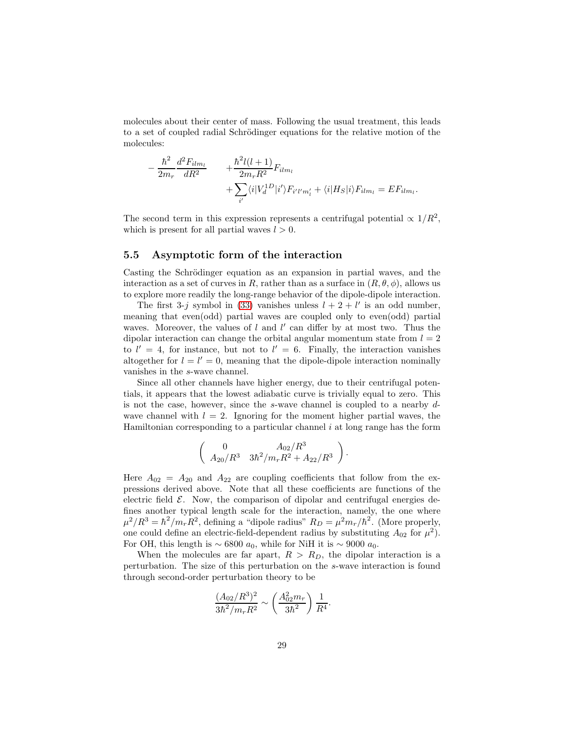molecules about their center of mass. Following the usual treatment, this leads to a set of coupled radial Schrödinger equations for the relative motion of the molecules:

$$
\begin{aligned}
-\frac{\hbar^2}{2m_r}\frac{d^2F_{ilm_l}}{dR^2} \quad & +\frac{\hbar^2 l(l+1)}{2m_r R^2}F_{ilm_l} \\
& +\sum_{i'}\langle i|V_d^{1D}|i'\rangle F_{i'l'm_l'} + \langle i|H_S|i\rangle F_{ilm_l} = EF_{ilm_l}.
\end{aligned}
$$

The second term in this expression represents a centrifugal potential $\propto 1/R^2$, which is present for all partial waves $l > 0$.

## 5.5 Asymptotic form of the interaction

Casting the Schrödinger equation as an expansion in partial waves, and the interaction as a set of curves in $R$, rather than as a surface in $(R, \theta, \phi)$, allows us to explore more readily the long-range behavior of the dipole-dipole interaction.

The first 3-$j$ symbol in (33) vanishes unless $l + 2 + l'$ is an odd number, meaning that even(odd) partial waves are coupled only to even(odd) partial waves. Moreover, the values of $l$ and $l'$ can differ by at most two. Thus the dipolar interaction can change the orbital angular momentum state from $l = 2$ to $l' = 4$, for instance, but not to $l' = 6$. Finally, the interaction vanishes altogether for $l = l' = 0$, meaning that the dipole-dipole interaction nominally vanishes in the $s$-wave channel.

Since all other channels have higher energy, due to their centrifugal potentials, it appears that the lowest adiabatic curve is trivially equal to zero. This is not the case, however, since the $s$-wave channel is coupled to a nearby $d$-wave channel with $l = 2$. Ignoring for the moment higher partial waves, the Hamiltonian corresponding to a particular channel $i$ at long range has the form

$$
\begin{pmatrix} 0 & A_{02}/R^3 \\ A_{20}/R^3 & 3\hbar^2/m_r R^2 + A_{22}/R^3 \end{pmatrix}.
$$

Here $A_{02} = A_{20}$ and $A_{22}$ are coupling coefficients that follow from the expressions derived above. Note that all these coefficients are functions of the electric field $\mathcal{E}$. Now, the comparison of dipolar and centrifugal energies defines another typical length scale for the interaction, namely, the one where $\mu^2/R^3 = \hbar^2/m_r R^2$, defining a "dipole radius" $R_D = \mu^2 m_r/\hbar^2$. (More properly, one could define an electric-field-dependent radius by substituting $A_{02}$ for $\mu^2$). For OH, this length is $\sim 6800\ a_0$, while for NiH it is $\sim 9000\ a_0$.

When the molecules are far apart, $R > R_D$, the dipolar interaction is a perturbation. The size of this perturbation on the $s$-wave interaction is found through second-order perturbation theory to be

$$
\frac{(A_{02}/R^3)^2}{3\hbar^2/m_r R^2} \sim \left(\frac{A_{02}^2 m_r}{3\hbar^2}\right)\frac{1}{R^4}.
$$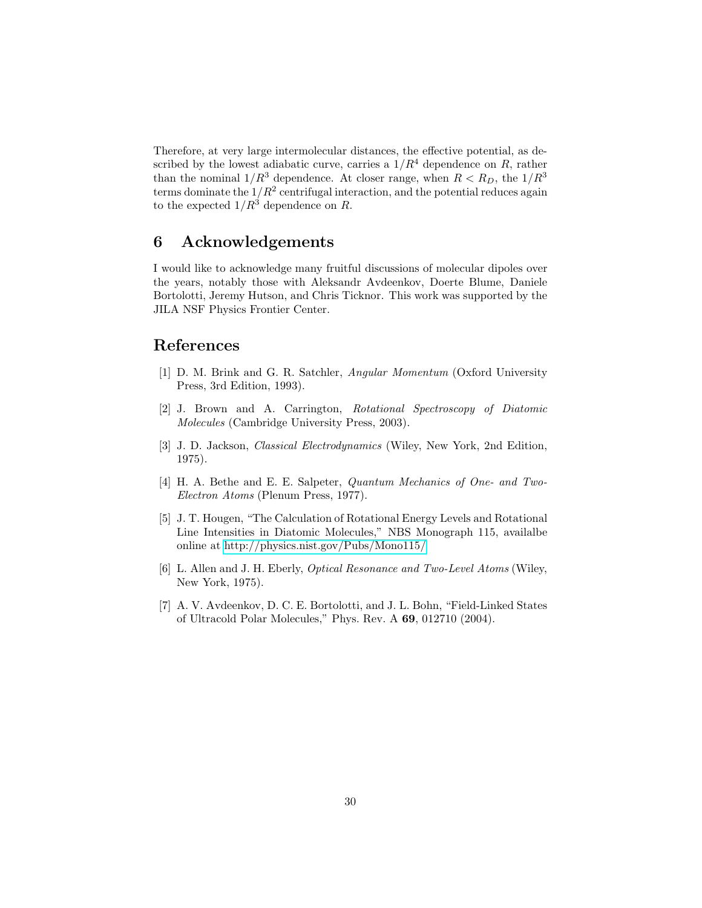Therefore, at very large intermolecular distances, the effective potential, as described by the lowest adiabatic curve, carries a $1/R^4$ dependence on $R$, rather than the nominal $1/R^3$ dependence. At closer range, when $R < R_D$, the $1/R^3$ terms dominate the $1/R^2$ centrifugal interaction, and the potential reduces again to the expected $1/R^3$ dependence on $R$.

# 6 Acknowledgements

I would like to acknowledge many fruitful discussions of molecular dipoles over the years, notably those with Aleksandr Avdeenkov, Doerte Blume, Daniele Bortolotti, Jeremy Hutson, and Chris Ticknor. This work was supported by the JILA NSF Physics Frontier Center.

# References

[1] D. M. Brink and G. R. Satchler, *Angular Momentum* (Oxford University Press, 3rd Edition, 1993).

[2] J. Brown and A. Carrington, *Rotational Spectroscopy of Diatomic Molecules* (Cambridge University Press, 2003).

[3] J. D. Jackson, *Classical Electrodynamics* (Wiley, New York, 2nd Edition, 1975).

[4] H. A. Bethe and E. E. Salpeter, *Quantum Mechanics of One- and Two-Electron Atoms* (Plenum Press, 1977).

[5] J. T. Hougen, "The Calculation of Rotational Energy Levels and Rotational Line Intensities in Diatomic Molecules," NBS Monograph 115, availalbe online at http://physics.nist.gov/Pubs/Mono115/

[6] L. Allen and J. H. Eberly, *Optical Resonance and Two-Level Atoms* (Wiley, New York, 1975).

[7] A. V. Avdeenkov, D. C. E. Bortolotti, and J. L. Bohn, "Field-Linked States of Ultracold Polar Molecules," Phys. Rev. A **69**, 012710 (2004).